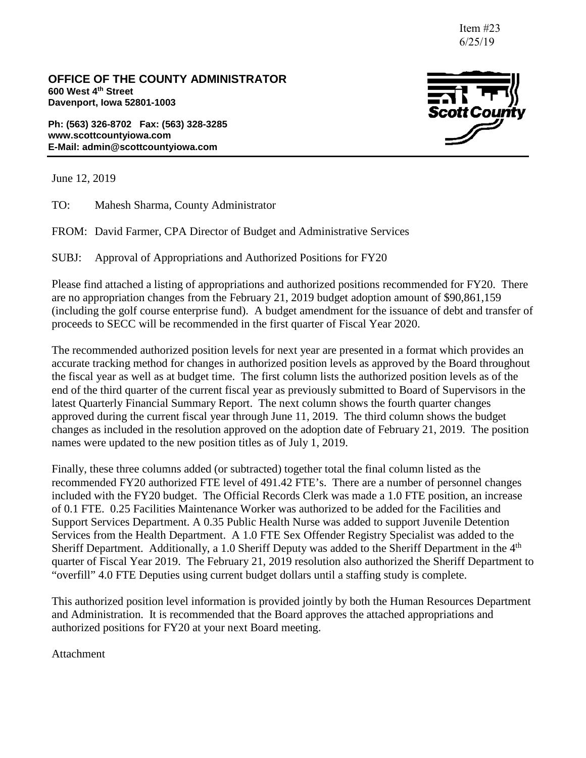Item #23
6/25/19

**OFFICE OF THE COUNTY ADMINISTRATOR**
**600 West 4th Street**
**Davenport, Iowa 52801-1003**

**Ph: (563) 326-8702 Fax: (563) 328-3285**
**www.scottcountyiowa.com**
**E-Mail: admin@scottcountyiowa.com**

June 12, 2019

TO: Mahesh Sharma, County Administrator

FROM: David Farmer, CPA Director of Budget and Administrative Services

SUBJ: Approval of Appropriations and Authorized Positions for FY20

Please find attached a listing of appropriations and authorized positions recommended for FY20. There are no appropriation changes from the February 21, 2019 budget adoption amount of $90,861,159 (including the golf course enterprise fund). A budget amendment for the issuance of debt and transfer of proceeds to SECC will be recommended in the first quarter of Fiscal Year 2020.

The recommended authorized position levels for next year are presented in a format which provides an accurate tracking method for changes in authorized position levels as approved by the Board throughout the fiscal year as well as at budget time. The first column lists the authorized position levels as of the end of the third quarter of the current fiscal year as previously submitted to Board of Supervisors in the latest Quarterly Financial Summary Report. The next column shows the fourth quarter changes approved during the current fiscal year through June 11, 2019. The third column shows the budget changes as included in the resolution approved on the adoption date of February 21, 2019. The position names were updated to the new position titles as of July 1, 2019.

Finally, these three columns added (or subtracted) together total the final column listed as the recommended FY20 authorized FTE level of 491.42 FTE's. There are a number of personnel changes included with the FY20 budget. The Official Records Clerk was made a 1.0 FTE position, an increase of 0.1 FTE. 0.25 Facilities Maintenance Worker was authorized to be added for the Facilities and Support Services Department. A 0.35 Public Health Nurse was added to support Juvenile Detention Services from the Health Department. A 1.0 FTE Sex Offender Registry Specialist was added to the Sheriff Department. Additionally, a 1.0 Sheriff Deputy was added to the Sheriff Department in the 4th quarter of Fiscal Year 2019. The February 21, 2019 resolution also authorized the Sheriff Department to "overfill" 4.0 FTE Deputies using current budget dollars until a staffing study is complete.

This authorized position level information is provided jointly by both the Human Resources Department and Administration. It is recommended that the Board approves the attached appropriations and authorized positions for FY20 at your next Board meeting.

Attachment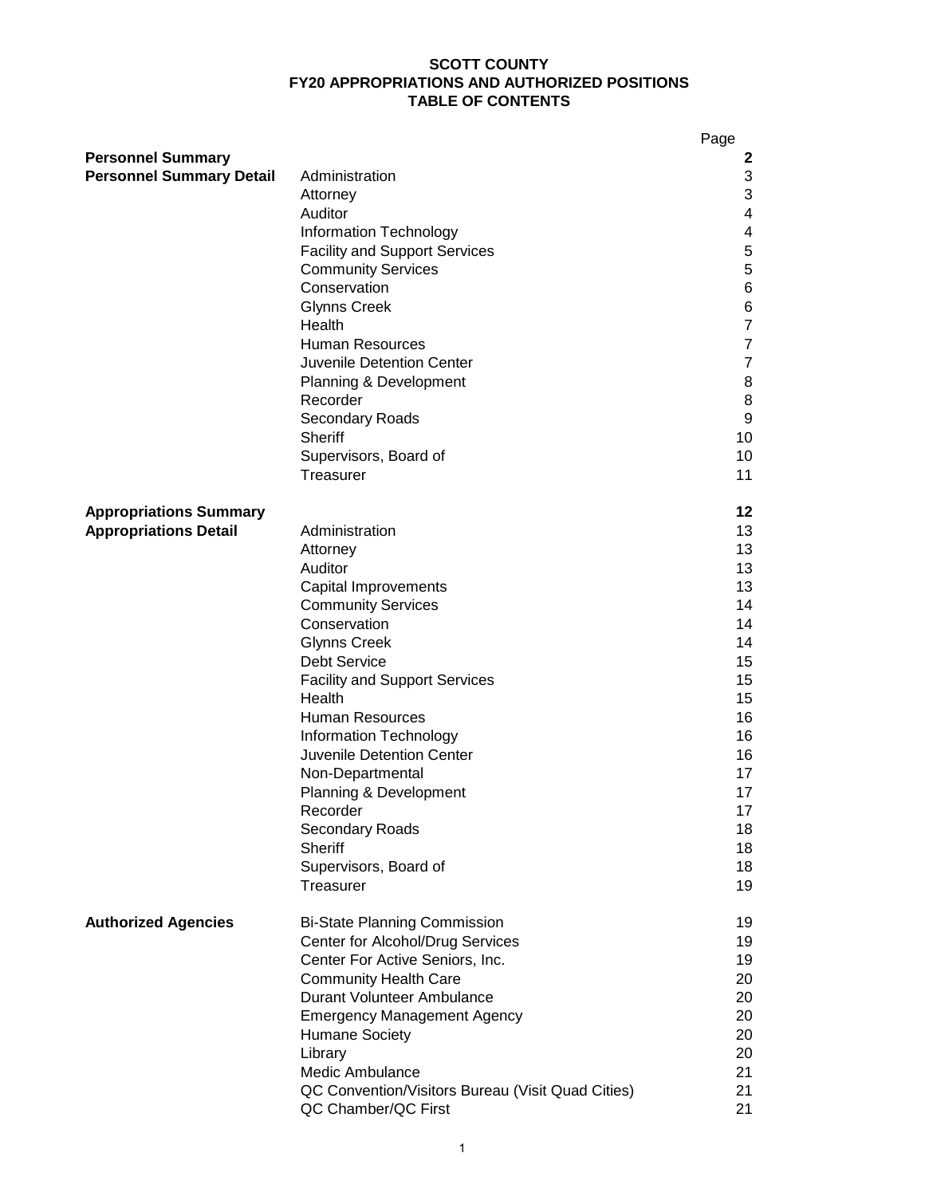# SCOTT COUNTY
## FY20 APPROPRIATIONS AND AUTHORIZED POSITIONS
## TABLE OF CONTENTS

| | | Page |
|---|---|---|
| **Personnel Summary** | | **2** |
| **Personnel Summary Detail** | Administration | 3 |
| | Attorney | 3 |
| | Auditor | 4 |
| | Information Technology | 4 |
| | Facility and Support Services | 5 |
| | Community Services | 5 |
| | Conservation | 6 |
| | Glynns Creek | 6 |
| | Health | 7 |
| | Human Resources | 7 |
| | Juvenile Detention Center | 7 |
| | Planning & Development | 8 |
| | Recorder | 8 |
| | Secondary Roads | 9 |
| | Sheriff | 10 |
| | Supervisors, Board of | 10 |
| | Treasurer | 11 |
| **Appropriations Summary** | | **12** |
| **Appropriations Detail** | Administration | 13 |
| | Attorney | 13 |
| | Auditor | 13 |
| | Capital Improvements | 13 |
| | Community Services | 14 |
| | Conservation | 14 |
| | Glynns Creek | 14 |
| | Debt Service | 15 |
| | Facility and Support Services | 15 |
| | Health | 15 |
| | Human Resources | 16 |
| | Information Technology | 16 |
| | Juvenile Detention Center | 16 |
| | Non-Departmental | 17 |
| | Planning & Development | 17 |
| | Recorder | 17 |
| | Secondary Roads | 18 |
| | Sheriff | 18 |
| | Supervisors, Board of | 18 |
| | Treasurer | 19 |
| **Authorized Agencies** | Bi-State Planning Commission | 19 |
| | Center for Alcohol/Drug Services | 19 |
| | Center For Active Seniors, Inc. | 19 |
| | Community Health Care | 20 |
| | Durant Volunteer Ambulance | 20 |
| | Emergency Management Agency | 20 |
| | Humane Society | 20 |
| | Library | 20 |
| | Medic Ambulance | 21 |
| | QC Convention/Visitors Bureau (Visit Quad Cities) | 21 |
| | QC Chamber/QC First | 21 |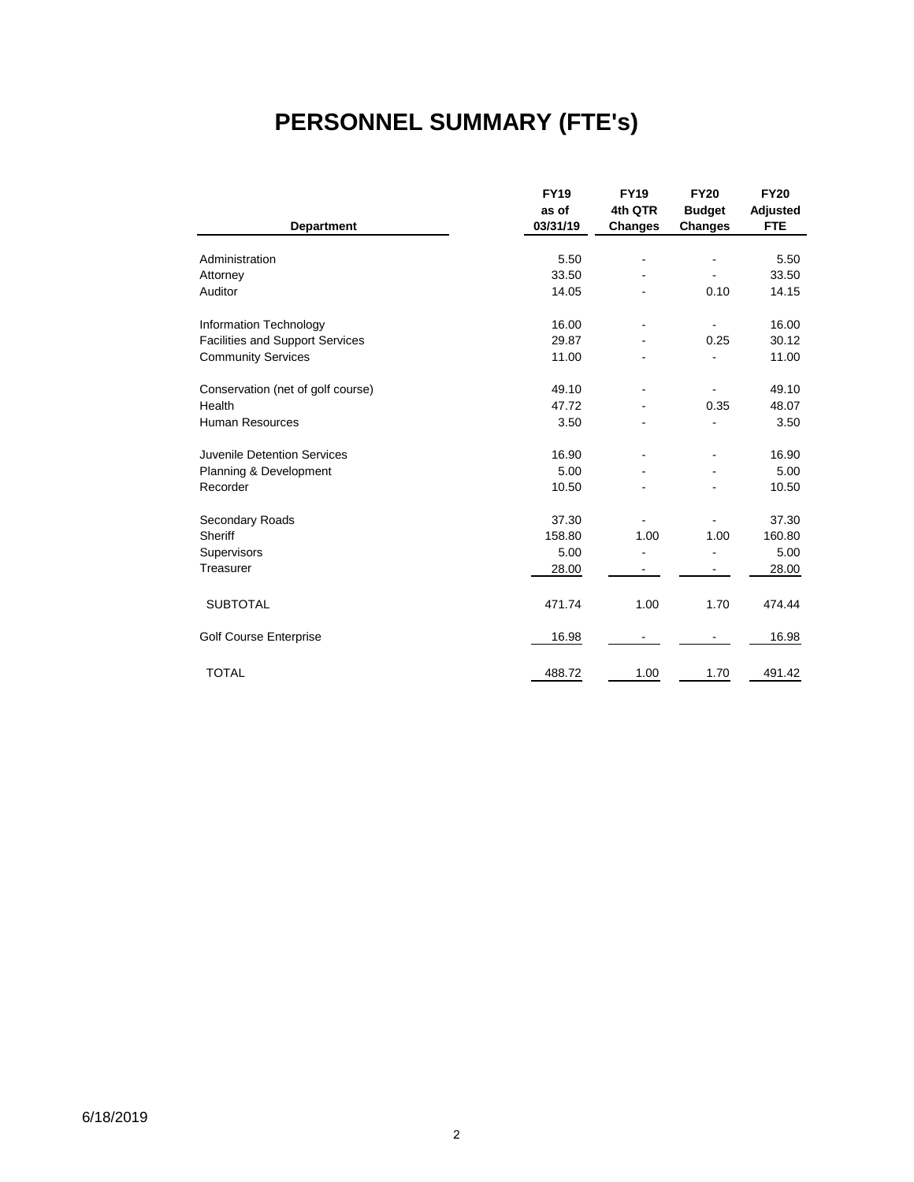# PERSONNEL SUMMARY (FTE's)

| Department | FY19 as of 03/31/19 | FY19 4th QTR Changes | FY20 Budget Changes | FY20 Adjusted FTE |
|---|---|---|---|---|
| Administration | 5.50 | - | - | 5.50 |
| Attorney | 33.50 | - | - | 33.50 |
| Auditor | 14.05 | - | 0.10 | 14.15 |
| Information Technology | 16.00 | - | - | 16.00 |
| Facilities and Support Services | 29.87 | - | 0.25 | 30.12 |
| Community Services | 11.00 | - | - | 11.00 |
| Conservation (net of golf course) | 49.10 | - | - | 49.10 |
| Health | 47.72 | - | 0.35 | 48.07 |
| Human Resources | 3.50 | - | - | 3.50 |
| Juvenile Detention Services | 16.90 | - | - | 16.90 |
| Planning & Development | 5.00 | - | - | 5.00 |
| Recorder | 10.50 | - | - | 10.50 |
| Secondary Roads | 37.30 | - | - | 37.30 |
| Sheriff | 158.80 | 1.00 | 1.00 | 160.80 |
| Supervisors | 5.00 | - | - | 5.00 |
| Treasurer | 28.00 | - | - | 28.00 |
| SUBTOTAL | 471.74 | 1.00 | 1.70 | 474.44 |
| Golf Course Enterprise | 16.98 | - | - | 16.98 |
| TOTAL | 488.72 | 1.00 | 1.70 | 491.42 |

6/18/2019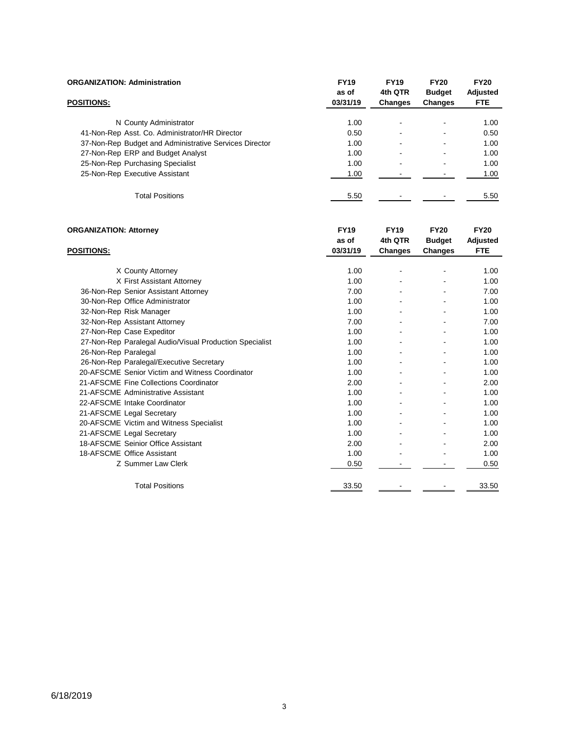| **ORGANIZATION: Administration** | **FY19** | **FY19** | **FY20** | **FY20** |
|---|---|---|---|---|
| **POSITIONS:** | **as of 03/31/19** | **4th QTR Changes** | **Budget Changes** | **Adjusted FTE** |
| N County Administrator | 1.00 | - | - | 1.00 |
| 41-Non-Rep Asst. Co. Administrator/HR Director | 0.50 | - | - | 0.50 |
| 37-Non-Rep Budget and Administrative Services Director | 1.00 | - | - | 1.00 |
| 27-Non-Rep ERP and Budget Analyst | 1.00 | - | - | 1.00 |
| 25-Non-Rep Purchasing Specialist | 1.00 | - | - | 1.00 |
| 25-Non-Rep Executive Assistant | 1.00 | - | - | 1.00 |
| Total Positions | 5.50 | - | - | 5.50 |

| **ORGANIZATION: Attorney** | **FY19** | **FY19** | **FY20** | **FY20** |
|---|---|---|---|---|
| **POSITIONS:** | **as of 03/31/19** | **4th QTR Changes** | **Budget Changes** | **Adjusted FTE** |
| X County Attorney | 1.00 | - | - | 1.00 |
| X First Assistant Attorney | 1.00 | - | - | 1.00 |
| 36-Non-Rep Senior Assistant Attorney | 7.00 | - | - | 7.00 |
| 30-Non-Rep Office Administrator | 1.00 | - | - | 1.00 |
| 32-Non-Rep Risk Manager | 1.00 | - | - | 1.00 |
| 32-Non-Rep Assistant Attorney | 7.00 | - | - | 7.00 |
| 27-Non-Rep Case Expeditor | 1.00 | - | - | 1.00 |
| 27-Non-Rep Paralegal Audio/Visual Production Specialist | 1.00 | - | - | 1.00 |
| 26-Non-Rep Paralegal | 1.00 | - | - | 1.00 |
| 26-Non-Rep Paralegal/Executive Secretary | 1.00 | - | - | 1.00 |
| 20-AFSCME Senior Victim and Witness Coordinator | 1.00 | - | - | 1.00 |
| 21-AFSCME Fine Collections Coordinator | 2.00 | - | - | 2.00 |
| 21-AFSCME Administrative Assistant | 1.00 | - | - | 1.00 |
| 22-AFSCME Intake Coordinator | 1.00 | - | - | 1.00 |
| 21-AFSCME Legal Secretary | 1.00 | - | - | 1.00 |
| 20-AFSCME Victim and Witness Specialist | 1.00 | - | - | 1.00 |
| 21-AFSCME Legal Secretary | 1.00 | - | - | 1.00 |
| 18-AFSCME Seinior Office Assistant | 2.00 | - | - | 2.00 |
| 18-AFSCME Office Assistant | 1.00 | - | - | 1.00 |
| Z Summer Law Clerk | 0.50 | - | - | 0.50 |
| Total Positions | 33.50 | - | - | 33.50 |

6/18/2019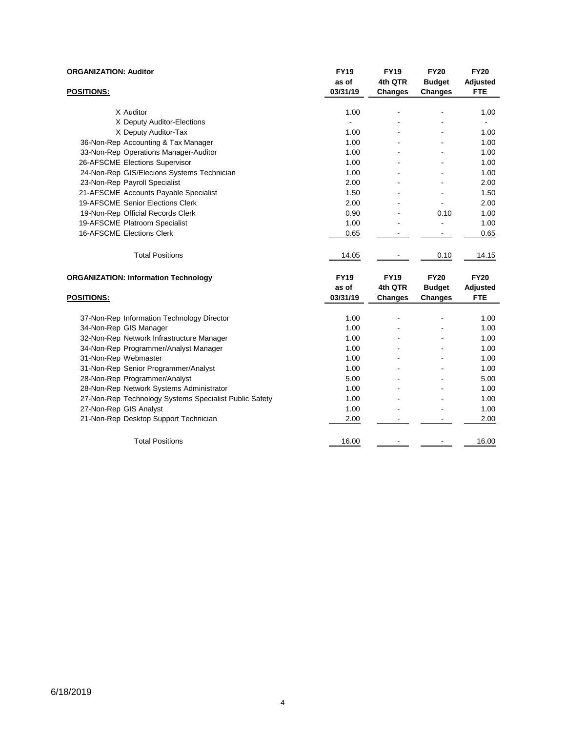## ORGANIZATION: Auditor

| POSITIONS: | FY19 as of 03/31/19 | FY19 4th QTR Changes | FY20 Budget Changes | FY20 Adjusted FTE |
|---|---|---|---|---|
| X Auditor | 1.00 | - | - | 1.00 |
| X Deputy Auditor-Elections | - | - | - | - |
| X Deputy Auditor-Tax | 1.00 | - | - | 1.00 |
| 36-Non-Rep Accounting & Tax Manager | 1.00 | - | - | 1.00 |
| 33-Non-Rep Operations Manager-Auditor | 1.00 | - | - | 1.00 |
| 26-AFSCME Elections Supervisor | 1.00 | - | - | 1.00 |
| 24-Non-Rep GIS/Elecions Systems Technician | 1.00 | - | - | 1.00 |
| 23-Non-Rep Payroll Specialist | 2.00 | - | - | 2.00 |
| 21-AFSCME Accounts Payable Specialist | 1.50 | - | - | 1.50 |
| 19-AFSCME Senior Elections Clerk | 2.00 | - | - | 2.00 |
| 19-Non-Rep Official Records Clerk | 0.90 | - | 0.10 | 1.00 |
| 19-AFSCME Platroom Specialist | 1.00 | - | - | 1.00 |
| 16-AFSCME Elections Clerk | 0.65 | - | - | 0.65 |
| Total Positions | 14.05 | - | 0.10 | 14.15 |

## ORGANIZATION: Information Technology

| POSITIONS: | FY19 as of 03/31/19 | FY19 4th QTR Changes | FY20 Budget Changes | FY20 Adjusted FTE |
|---|---|---|---|---|
| 37-Non-Rep Information Technology Director | 1.00 | - | - | 1.00 |
| 34-Non-Rep GIS Manager | 1.00 | - | - | 1.00 |
| 32-Non-Rep Network Infrastructure Manager | 1.00 | - | - | 1.00 |
| 34-Non-Rep Programmer/Analyst Manager | 1.00 | - | - | 1.00 |
| 31-Non-Rep Webmaster | 1.00 | - | - | 1.00 |
| 31-Non-Rep Senior Programmer/Analyst | 1.00 | - | - | 1.00 |
| 28-Non-Rep Programmer/Analyst | 5.00 | - | - | 5.00 |
| 28-Non-Rep Network Systems Administrator | 1.00 | - | - | 1.00 |
| 27-Non-Rep Technology Systems Specialist Public Safety | 1.00 | - | - | 1.00 |
| 27-Non-Rep GIS Analyst | 1.00 | - | - | 1.00 |
| 21-Non-Rep Desktop Support Technician | 2.00 | - | - | 2.00 |
| Total Positions | 16.00 | - | - | 16.00 |

6/18/2019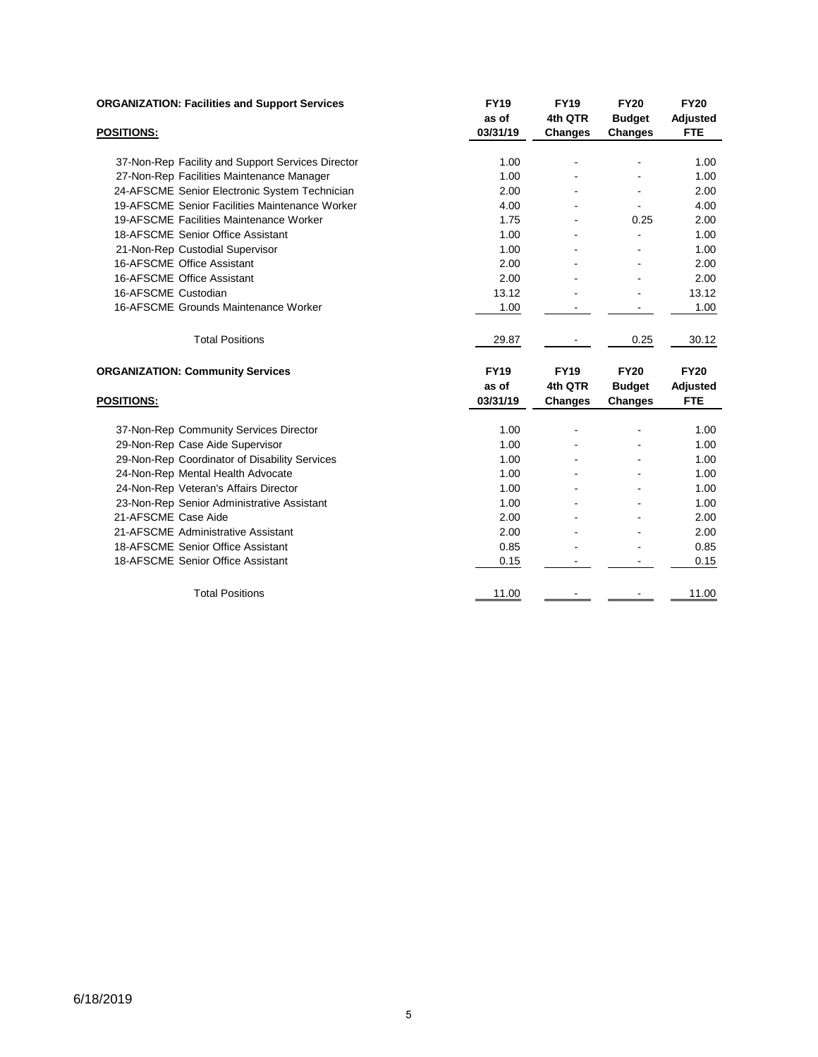**ORGANIZATION: Facilities and Support Services**

| POSITIONS: | FY19 as of 03/31/19 | FY19 4th QTR Changes | FY20 Budget Changes | FY20 Adjusted FTE |
|---|---|---|---|---|
| 37-Non-Rep Facility and Support Services Director | 1.00 | - | - | 1.00 |
| 27-Non-Rep Facilities Maintenance Manager | 1.00 | - | - | 1.00 |
| 24-AFSCME Senior Electronic System Technician | 2.00 | - | - | 2.00 |
| 19-AFSCME Senior Facilities Maintenance Worker | 4.00 | - | - | 4.00 |
| 19-AFSCME Facilities Maintenance Worker | 1.75 | - | 0.25 | 2.00 |
| 18-AFSCME Senior Office Assistant | 1.00 | - | - | 1.00 |
| 21-Non-Rep Custodial Supervisor | 1.00 | - | - | 1.00 |
| 16-AFSCME Office Assistant | 2.00 | - | - | 2.00 |
| 16-AFSCME Office Assistant | 2.00 | - | - | 2.00 |
| 16-AFSCME Custodian | 13.12 | - | - | 13.12 |
| 16-AFSCME Grounds Maintenance Worker | 1.00 | - | - | 1.00 |
| Total Positions | 29.87 | - | 0.25 | 30.12 |

**ORGANIZATION: Community Services**

| POSITIONS: | FY19 as of 03/31/19 | FY19 4th QTR Changes | FY20 Budget Changes | FY20 Adjusted FTE |
|---|---|---|---|---|
| 37-Non-Rep Community Services Director | 1.00 | - | - | 1.00 |
| 29-Non-Rep Case Aide Supervisor | 1.00 | - | - | 1.00 |
| 29-Non-Rep Coordinator of Disability Services | 1.00 | - | - | 1.00 |
| 24-Non-Rep Mental Health Advocate | 1.00 | - | - | 1.00 |
| 24-Non-Rep Veteran's Affairs Director | 1.00 | - | - | 1.00 |
| 23-Non-Rep Senior Administrative Assistant | 1.00 | - | - | 1.00 |
| 21-AFSCME Case Aide | 2.00 | - | - | 2.00 |
| 21-AFSCME Administrative Assistant | 2.00 | - | - | 2.00 |
| 18-AFSCME Senior Office Assistant | 0.85 | - | - | 0.85 |
| 18-AFSCME Senior Office Assistant | 0.15 | - | - | 0.15 |
| Total Positions | 11.00 | - | - | 11.00 |

6/18/2019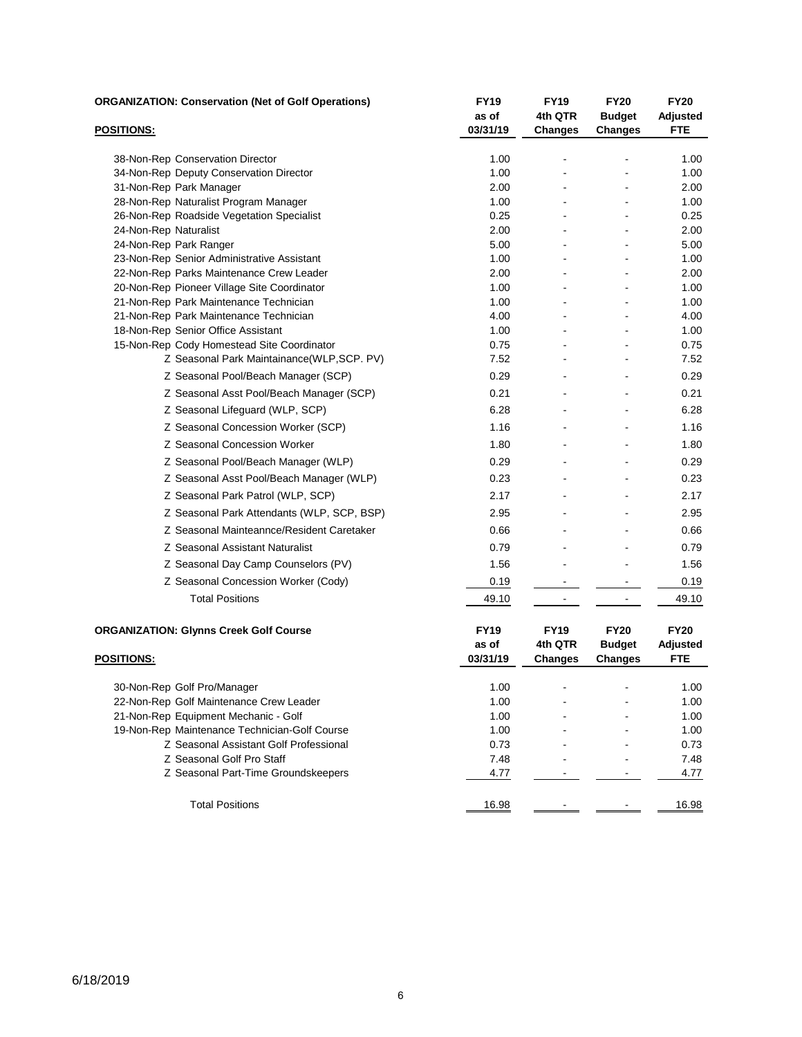| **ORGANIZATION: Conservation (Net of Golf Operations)** | **FY19 as of 03/31/19** | **FY19 4th QTR Changes** | **FY20 Budget Changes** | **FY20 Adjusted FTE** |
|---|---|---|---|---|
| **POSITIONS:** | | | | |
| 38-Non-Rep Conservation Director | 1.00 | - | - | 1.00 |
| 34-Non-Rep Deputy Conservation Director | 1.00 | - | - | 1.00 |
| 31-Non-Rep Park Manager | 2.00 | - | - | 2.00 |
| 28-Non-Rep Naturalist Program Manager | 1.00 | - | - | 1.00 |
| 26-Non-Rep Roadside Vegetation Specialist | 0.25 | - | - | 0.25 |
| 24-Non-Rep Naturalist | 2.00 | - | - | 2.00 |
| 24-Non-Rep Park Ranger | 5.00 | - | - | 5.00 |
| 23-Non-Rep Senior Administrative Assistant | 1.00 | - | - | 1.00 |
| 22-Non-Rep Parks Maintenance Crew Leader | 2.00 | - | - | 2.00 |
| 20-Non-Rep Pioneer Village Site Coordinator | 1.00 | - | - | 1.00 |
| 21-Non-Rep Park Maintenance Technician | 1.00 | - | - | 1.00 |
| 21-Non-Rep Park Maintenance Technician | 4.00 | - | - | 4.00 |
| 18-Non-Rep Senior Office Assistant | 1.00 | - | - | 1.00 |
| 15-Non-Rep Cody Homestead Site Coordinator | 0.75 | - | - | 0.75 |
| Z Seasonal Park Maintainance(WLP,SCP. PV) | 7.52 | - | - | 7.52 |
| Z Seasonal Pool/Beach Manager (SCP) | 0.29 | - | - | 0.29 |
| Z Seasonal Asst Pool/Beach Manager (SCP) | 0.21 | - | - | 0.21 |
| Z Seasonal Lifeguard (WLP, SCP) | 6.28 | - | - | 6.28 |
| Z Seasonal Concession Worker (SCP) | 1.16 | - | - | 1.16 |
| Z Seasonal Concession Worker | 1.80 | - | - | 1.80 |
| Z Seasonal Pool/Beach Manager (WLP) | 0.29 | - | - | 0.29 |
| Z Seasonal Asst Pool/Beach Manager (WLP) | 0.23 | - | - | 0.23 |
| Z Seasonal Park Patrol (WLP, SCP) | 2.17 | - | - | 2.17 |
| Z Seasonal Park Attendants (WLP, SCP, BSP) | 2.95 | - | - | 2.95 |
| Z Seasonal Mainteannce/Resident Caretaker | 0.66 | - | - | 0.66 |
| Z Seasonal Assistant Naturalist | 0.79 | - | - | 0.79 |
| Z Seasonal Day Camp Counselors (PV) | 1.56 | - | - | 1.56 |
| Z Seasonal Concession Worker (Cody) | 0.19 | - | - | 0.19 |
| Total Positions | 49.10 | - | - | 49.10 |

| **ORGANIZATION: Glynns Creek Golf Course** | **FY19 as of 03/31/19** | **FY19 4th QTR Changes** | **FY20 Budget Changes** | **FY20 Adjusted FTE** |
|---|---|---|---|---|
| **POSITIONS:** | | | | |
| 30-Non-Rep Golf Pro/Manager | 1.00 | - | - | 1.00 |
| 22-Non-Rep Golf Maintenance Crew Leader | 1.00 | - | - | 1.00 |
| 21-Non-Rep Equipment Mechanic - Golf | 1.00 | - | - | 1.00 |
| 19-Non-Rep Maintenance Technician-Golf Course | 1.00 | - | - | 1.00 |
| Z Seasonal Assistant Golf Professional | 0.73 | - | - | 0.73 |
| Z Seasonal Golf Pro Staff | 7.48 | - | - | 7.48 |
| Z Seasonal Part-Time Groundskeepers | 4.77 | - | - | 4.77 |
| Total Positions | 16.98 | - | - | 16.98 |

6/18/2019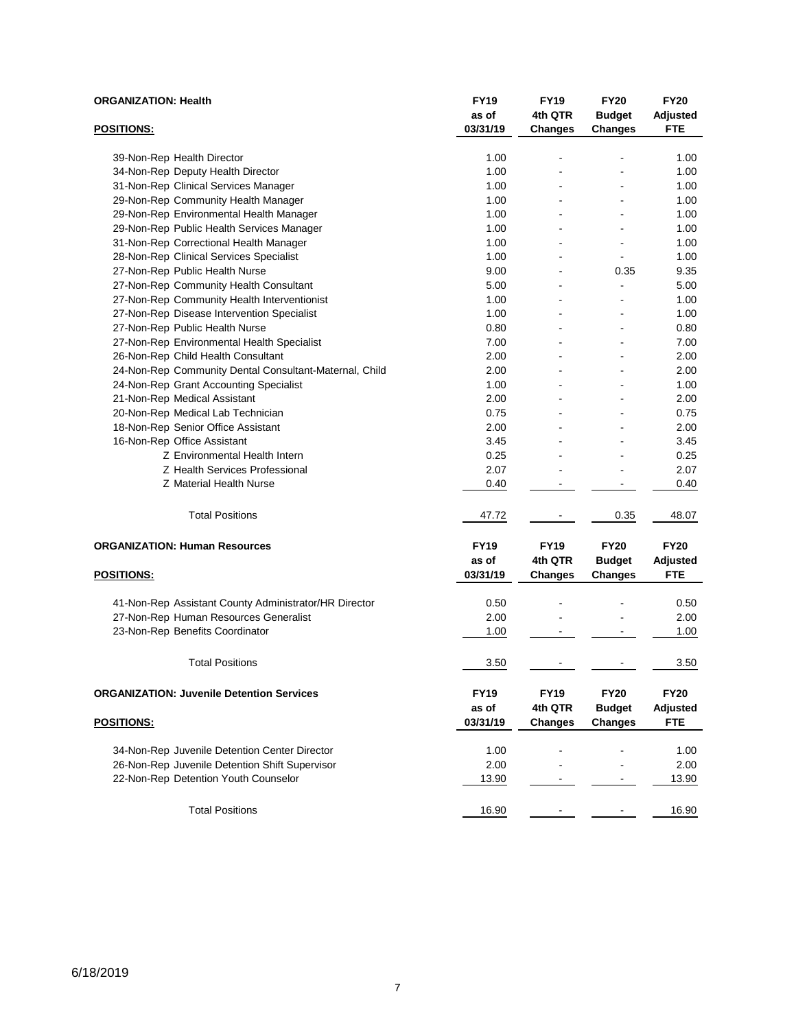| ORGANIZATION: Health | FY19 | FY19 | FY20 | FY20 |
|---|---|---|---|---|
| | as of | 4th QTR | Budget | Adjusted |
| **POSITIONS:** | 03/31/19 | Changes | Changes | FTE |
| 39-Non-Rep Health Director | 1.00 | - | - | 1.00 |
| 34-Non-Rep Deputy Health Director | 1.00 | - | - | 1.00 |
| 31-Non-Rep Clinical Services Manager | 1.00 | - | - | 1.00 |
| 29-Non-Rep Community Health Manager | 1.00 | - | - | 1.00 |
| 29-Non-Rep Environmental Health Manager | 1.00 | - | - | 1.00 |
| 29-Non-Rep Public Health Services Manager | 1.00 | - | - | 1.00 |
| 31-Non-Rep Correctional Health Manager | 1.00 | - | - | 1.00 |
| 28-Non-Rep Clinical Services Specialist | 1.00 | - | - | 1.00 |
| 27-Non-Rep Public Health Nurse | 9.00 | - | 0.35 | 9.35 |
| 27-Non-Rep Community Health Consultant | 5.00 | - | - | 5.00 |
| 27-Non-Rep Community Health Interventionist | 1.00 | - | - | 1.00 |
| 27-Non-Rep Disease Intervention Specialist | 1.00 | - | - | 1.00 |
| 27-Non-Rep Public Health Nurse | 0.80 | - | - | 0.80 |
| 27-Non-Rep Environmental Health Specialist | 7.00 | - | - | 7.00 |
| 26-Non-Rep Child Health Consultant | 2.00 | - | - | 2.00 |
| 24-Non-Rep Community Dental Consultant-Maternal, Child | 2.00 | - | - | 2.00 |
| 24-Non-Rep Grant Accounting Specialist | 1.00 | - | - | 1.00 |
| 21-Non-Rep Medical Assistant | 2.00 | - | - | 2.00 |
| 20-Non-Rep Medical Lab Technician | 0.75 | - | - | 0.75 |
| 18-Non-Rep Senior Office Assistant | 2.00 | - | - | 2.00 |
| 16-Non-Rep Office Assistant | 3.45 | - | - | 3.45 |
| Z Environmental Health Intern | 0.25 | - | - | 0.25 |
| Z Health Services Professional | 2.07 | - | - | 2.07 |
| Z Material Health Nurse | 0.40 | - | - | 0.40 |
| Total Positions | 47.72 | - | 0.35 | 48.07 |

| ORGANIZATION: Human Resources | FY19 | FY19 | FY20 | FY20 |
|---|---|---|---|---|
| | as of | 4th QTR | Budget | Adjusted |
| **POSITIONS:** | 03/31/19 | Changes | Changes | FTE |
| 41-Non-Rep Assistant County Administrator/HR Director | 0.50 | - | - | 0.50 |
| 27-Non-Rep Human Resources Generalist | 2.00 | - | - | 2.00 |
| 23-Non-Rep Benefits Coordinator | 1.00 | - | - | 1.00 |
| Total Positions | 3.50 | - | - | 3.50 |

| ORGANIZATION: Juvenile Detention Services | FY19 | FY19 | FY20 | FY20 |
|---|---|---|---|---|
| | as of | 4th QTR | Budget | Adjusted |
| **POSITIONS:** | 03/31/19 | Changes | Changes | FTE |
| 34-Non-Rep Juvenile Detention Center Director | 1.00 | - | - | 1.00 |
| 26-Non-Rep Juvenile Detention Shift Supervisor | 2.00 | - | - | 2.00 |
| 22-Non-Rep Detention Youth Counselor | 13.90 | - | - | 13.90 |
| Total Positions | 16.90 | - | - | 16.90 |

6/18/2019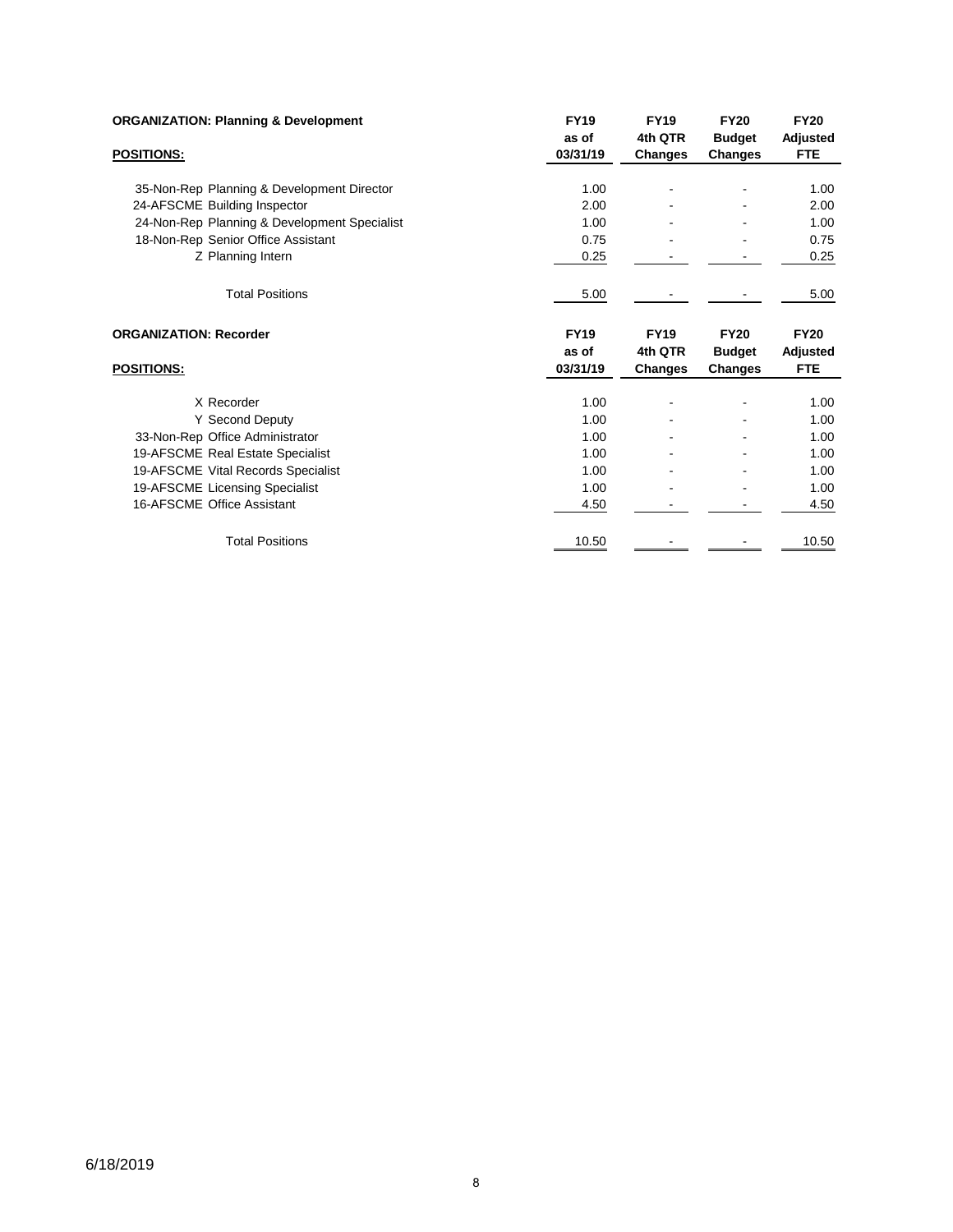**ORGANIZATION: Planning & Development**

| POSITIONS: | FY19 as of 03/31/19 | FY19 4th QTR Changes | FY20 Budget Changes | FY20 Adjusted FTE |
|---|---|---|---|---|
| 35-Non-Rep Planning & Development Director | 1.00 | - | - | 1.00 |
| 24-AFSCME Building Inspector | 2.00 | - | - | 2.00 |
| 24-Non-Rep Planning & Development Specialist | 1.00 | - | - | 1.00 |
| 18-Non-Rep Senior Office Assistant | 0.75 | - | - | 0.75 |
| Z Planning Intern | 0.25 | - | - | 0.25 |
| Total Positions | 5.00 | - | - | 5.00 |

**ORGANIZATION: Recorder**

| POSITIONS: | FY19 as of 03/31/19 | FY19 4th QTR Changes | FY20 Budget Changes | FY20 Adjusted FTE |
|---|---|---|---|---|
| X Recorder | 1.00 | - | - | 1.00 |
| Y Second Deputy | 1.00 | - | - | 1.00 |
| 33-Non-Rep Office Administrator | 1.00 | - | - | 1.00 |
| 19-AFSCME Real Estate Specialist | 1.00 | - | - | 1.00 |
| 19-AFSCME Vital Records Specialist | 1.00 | - | - | 1.00 |
| 19-AFSCME Licensing Specialist | 1.00 | - | - | 1.00 |
| 16-AFSCME Office Assistant | 4.50 | - | - | 4.50 |
| Total Positions | 10.50 | - | - | 10.50 |

6/18/2019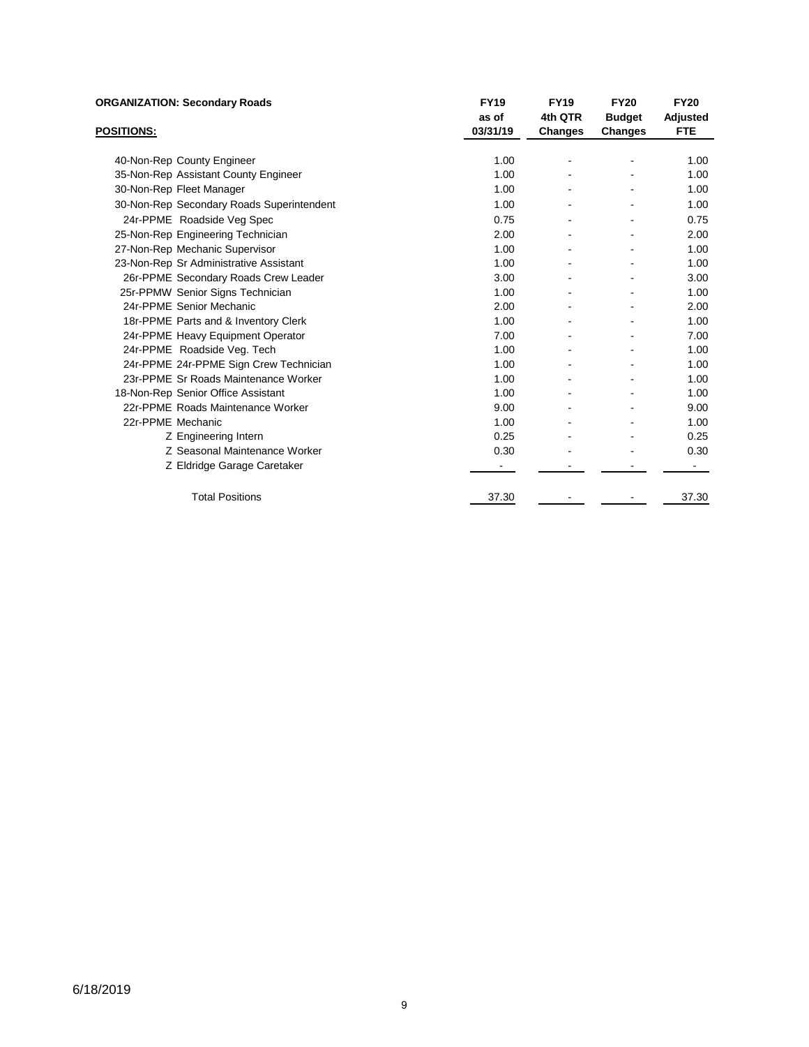| ORGANIZATION: Secondary Roads | FY19 as of 03/31/19 | FY19 4th QTR Changes | FY20 Budget Changes | FY20 Adjusted FTE |
|---|---|---|---|---|
| **POSITIONS:** | | | | |
| 40-Non-Rep County Engineer | 1.00 | - | - | 1.00 |
| 35-Non-Rep Assistant County Engineer | 1.00 | - | - | 1.00 |
| 30-Non-Rep Fleet Manager | 1.00 | - | - | 1.00 |
| 30-Non-Rep Secondary Roads Superintendent | 1.00 | - | - | 1.00 |
| 24r-PPME Roadside Veg Spec | 0.75 | - | - | 0.75 |
| 25-Non-Rep Engineering Technician | 2.00 | - | - | 2.00 |
| 27-Non-Rep Mechanic Supervisor | 1.00 | - | - | 1.00 |
| 23-Non-Rep Sr Administrative Assistant | 1.00 | - | - | 1.00 |
| 26r-PPME Secondary Roads Crew Leader | 3.00 | - | - | 3.00 |
| 25r-PPMW Senior Signs Technician | 1.00 | - | - | 1.00 |
| 24r-PPME Senior Mechanic | 2.00 | - | - | 2.00 |
| 18r-PPME Parts and & Inventory Clerk | 1.00 | - | - | 1.00 |
| 24r-PPME Heavy Equipment Operator | 7.00 | - | - | 7.00 |
| 24r-PPME Roadside Veg. Tech | 1.00 | - | - | 1.00 |
| 24r-PPME 24r-PPME Sign Crew Technician | 1.00 | - | - | 1.00 |
| 23r-PPME Sr Roads Maintenance Worker | 1.00 | - | - | 1.00 |
| 18-Non-Rep Senior Office Assistant | 1.00 | - | - | 1.00 |
| 22r-PPME Roads Maintenance Worker | 9.00 | - | - | 9.00 |
| 22r-PPME Mechanic | 1.00 | - | - | 1.00 |
| Z Engineering Intern | 0.25 | - | - | 0.25 |
| Z Seasonal Maintenance Worker | 0.30 | - | - | 0.30 |
| Z Eldridge Garage Caretaker | - | - | - | - |
| Total Positions | 37.30 | - | - | 37.30 |

6/18/2019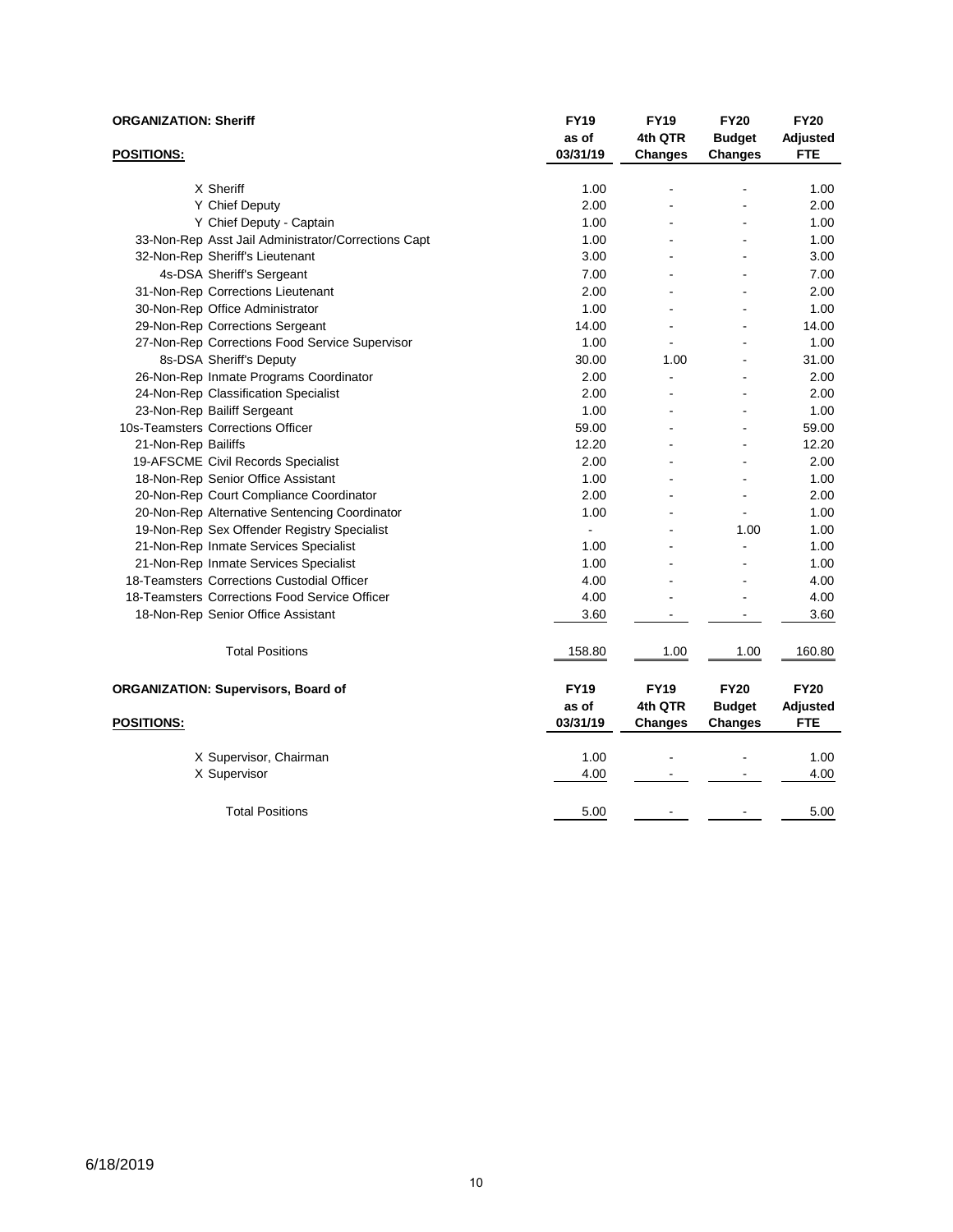**ORGANIZATION: Sheriff**

| POSITIONS: | FY19 as of 03/31/19 | FY19 4th QTR Changes | FY20 Budget Changes | FY20 Adjusted FTE |
|---|---|---|---|---|
| X Sheriff | 1.00 | - | - | 1.00 |
| Y Chief Deputy | 2.00 | - | - | 2.00 |
| Y Chief Deputy - Captain | 1.00 | - | - | 1.00 |
| 33-Non-Rep Asst Jail Administrator/Corrections Capt | 1.00 | - | - | 1.00 |
| 32-Non-Rep Sheriff's Lieutenant | 3.00 | - | - | 3.00 |
| 4s-DSA Sheriff's Sergeant | 7.00 | - | - | 7.00 |
| 31-Non-Rep Corrections Lieutenant | 2.00 | - | - | 2.00 |
| 30-Non-Rep Office Administrator | 1.00 | - | - | 1.00 |
| 29-Non-Rep Corrections Sergeant | 14.00 | - | - | 14.00 |
| 27-Non-Rep Corrections Food Service Supervisor | 1.00 | - | - | 1.00 |
| 8s-DSA Sheriff's Deputy | 30.00 | 1.00 | - | 31.00 |
| 26-Non-Rep Inmate Programs Coordinator | 2.00 | - | - | 2.00 |
| 24-Non-Rep Classification Specialist | 2.00 | - | - | 2.00 |
| 23-Non-Rep Bailiff Sergeant | 1.00 | - | - | 1.00 |
| 10s-Teamsters Corrections Officer | 59.00 | - | - | 59.00 |
| 21-Non-Rep Bailiffs | 12.20 | - | - | 12.20 |
| 19-AFSCME Civil Records Specialist | 2.00 | - | - | 2.00 |
| 18-Non-Rep Senior Office Assistant | 1.00 | - | - | 1.00 |
| 20-Non-Rep Court Compliance Coordinator | 2.00 | - | - | 2.00 |
| 20-Non-Rep Alternative Sentencing Coordinator | 1.00 | - | - | 1.00 |
| 19-Non-Rep Sex Offender Registry Specialist | - | - | 1.00 | 1.00 |
| 21-Non-Rep Inmate Services Specialist | 1.00 | - | - | 1.00 |
| 21-Non-Rep Inmate Services Specialist | 1.00 | - | - | 1.00 |
| 18-Teamsters Corrections Custodial Officer | 4.00 | - | - | 4.00 |
| 18-Teamsters Corrections Food Service Officer | 4.00 | - | - | 4.00 |
| 18-Non-Rep Senior Office Assistant | 3.60 | - | - | 3.60 |
| Total Positions | 158.80 | 1.00 | 1.00 | 160.80 |

**ORGANIZATION: Supervisors, Board of**

| POSITIONS: | FY19 as of 03/31/19 | FY19 4th QTR Changes | FY20 Budget Changes | FY20 Adjusted FTE |
|---|---|---|---|---|
| X Supervisor, Chairman | 1.00 | - | - | 1.00 |
| X Supervisor | 4.00 | - | - | 4.00 |
| Total Positions | 5.00 | - | - | 5.00 |

6/18/2019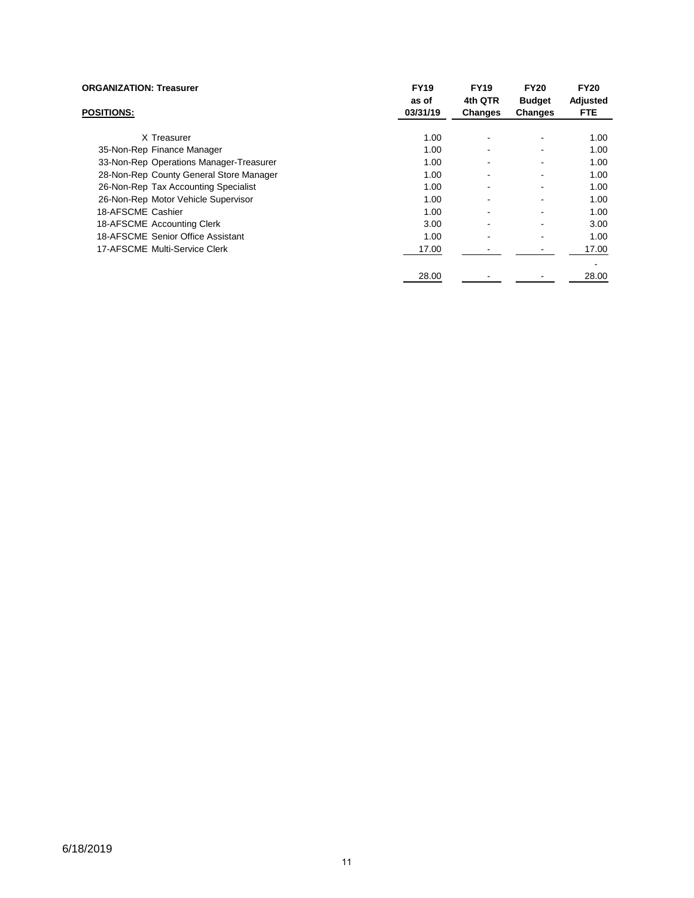**ORGANIZATION: Treasurer**

| **POSITIONS:** | **FY19 as of 03/31/19** | **FY19 4th QTR Changes** | **FY20 Budget Changes** | **FY20 Adjusted FTE** |
|---|---|---|---|---|
| X Treasurer | 1.00 | - | - | 1.00 |
| 35-Non-Rep Finance Manager | 1.00 | - | - | 1.00 |
| 33-Non-Rep Operations Manager-Treasurer | 1.00 | - | - | 1.00 |
| 28-Non-Rep County General Store Manager | 1.00 | - | - | 1.00 |
| 26-Non-Rep Tax Accounting Specialist | 1.00 | - | - | 1.00 |
| 26-Non-Rep Motor Vehicle Supervisor | 1.00 | - | - | 1.00 |
| 18-AFSCME Cashier | 1.00 | - | - | 1.00 |
| 18-AFSCME Accounting Clerk | 3.00 | - | - | 3.00 |
| 18-AFSCME Senior Office Assistant | 1.00 | - | - | 1.00 |
| 17-AFSCME Multi-Service Clerk | 17.00 | - | - | 17.00 |
| | | | | - |
| | 28.00 | - | - | 28.00 |

6/18/2019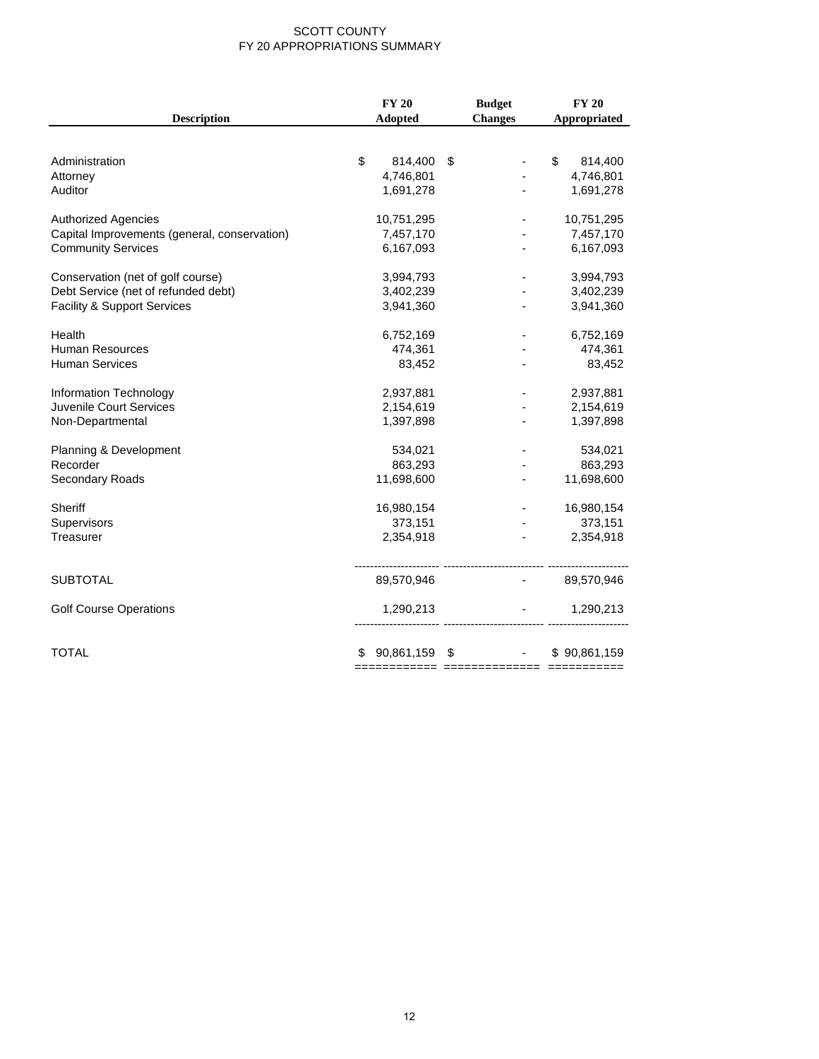# SCOTT COUNTY
## FY 20 APPROPRIATIONS SUMMARY

| Description | FY 20 Adopted | Budget Changes | FY 20 Appropriated |
|---|---|---|---|
| Administration | $ 814,400 | $ - | $ 814,400 |
| Attorney | 4,746,801 | - | 4,746,801 |
| Auditor | 1,691,278 | - | 1,691,278 |
| Authorized Agencies | 10,751,295 | - | 10,751,295 |
| Capital Improvements (general, conservation) | 7,457,170 | - | 7,457,170 |
| Community Services | 6,167,093 | - | 6,167,093 |
| Conservation (net of golf course) | 3,994,793 | - | 3,994,793 |
| Debt Service (net of refunded debt) | 3,402,239 | - | 3,402,239 |
| Facility & Support Services | 3,941,360 | - | 3,941,360 |
| Health | 6,752,169 | - | 6,752,169 |
| Human Resources | 474,361 | - | 474,361 |
| Human Services | 83,452 | - | 83,452 |
| Information Technology | 2,937,881 | - | 2,937,881 |
| Juvenile Court Services | 2,154,619 | - | 2,154,619 |
| Non-Departmental | 1,397,898 | - | 1,397,898 |
| Planning & Development | 534,021 | - | 534,021 |
| Recorder | 863,293 | - | 863,293 |
| Secondary Roads | 11,698,600 | - | 11,698,600 |
| Sheriff | 16,980,154 | - | 16,980,154 |
| Supervisors | 373,151 | - | 373,151 |
| Treasurer | 2,354,918 | - | 2,354,918 |
| SUBTOTAL | 89,570,946 | - | 89,570,946 |
| Golf Course Operations | 1,290,213 | - | 1,290,213 |
| TOTAL | $ 90,861,159 | $ - | $ 90,861,159 |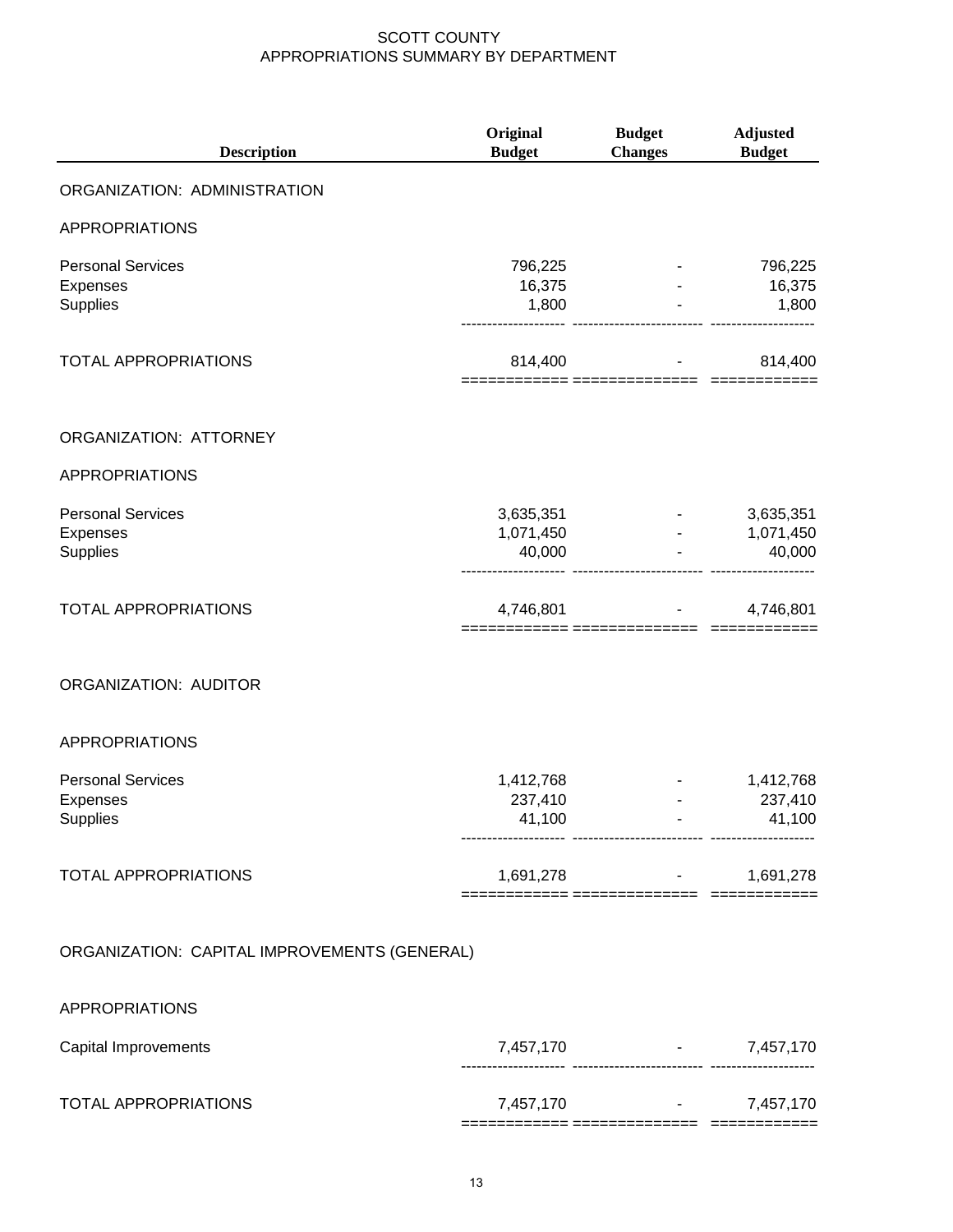# SCOTT COUNTY
## APPROPRIATIONS SUMMARY BY DEPARTMENT

| Description | Original Budget | Budget Changes | Adjusted Budget |
|---|---|---|---|
| **ORGANIZATION: ADMINISTRATION** | | | |
| APPROPRIATIONS | | | |
| Personal Services | 796,225 | - | 796,225 |
| Expenses | 16,375 | - | 16,375 |
| Supplies | 1,800 | - | 1,800 |
| TOTAL APPROPRIATIONS | 814,400 | - | 814,400 |
| **ORGANIZATION: ATTORNEY** | | | |
| APPROPRIATIONS | | | |
| Personal Services | 3,635,351 | - | 3,635,351 |
| Expenses | 1,071,450 | - | 1,071,450 |
| Supplies | 40,000 | - | 40,000 |
| TOTAL APPROPRIATIONS | 4,746,801 | - | 4,746,801 |
| **ORGANIZATION: AUDITOR** | | | |
| APPROPRIATIONS | | | |
| Personal Services | 1,412,768 | - | 1,412,768 |
| Expenses | 237,410 | - | 237,410 |
| Supplies | 41,100 | - | 41,100 |
| TOTAL APPROPRIATIONS | 1,691,278 | - | 1,691,278 |
| **ORGANIZATION: CAPITAL IMPROVEMENTS (GENERAL)** | | | |
| APPROPRIATIONS | | | |
| Capital Improvements | 7,457,170 | - | 7,457,170 |
| TOTAL APPROPRIATIONS | 7,457,170 | - | 7,457,170 |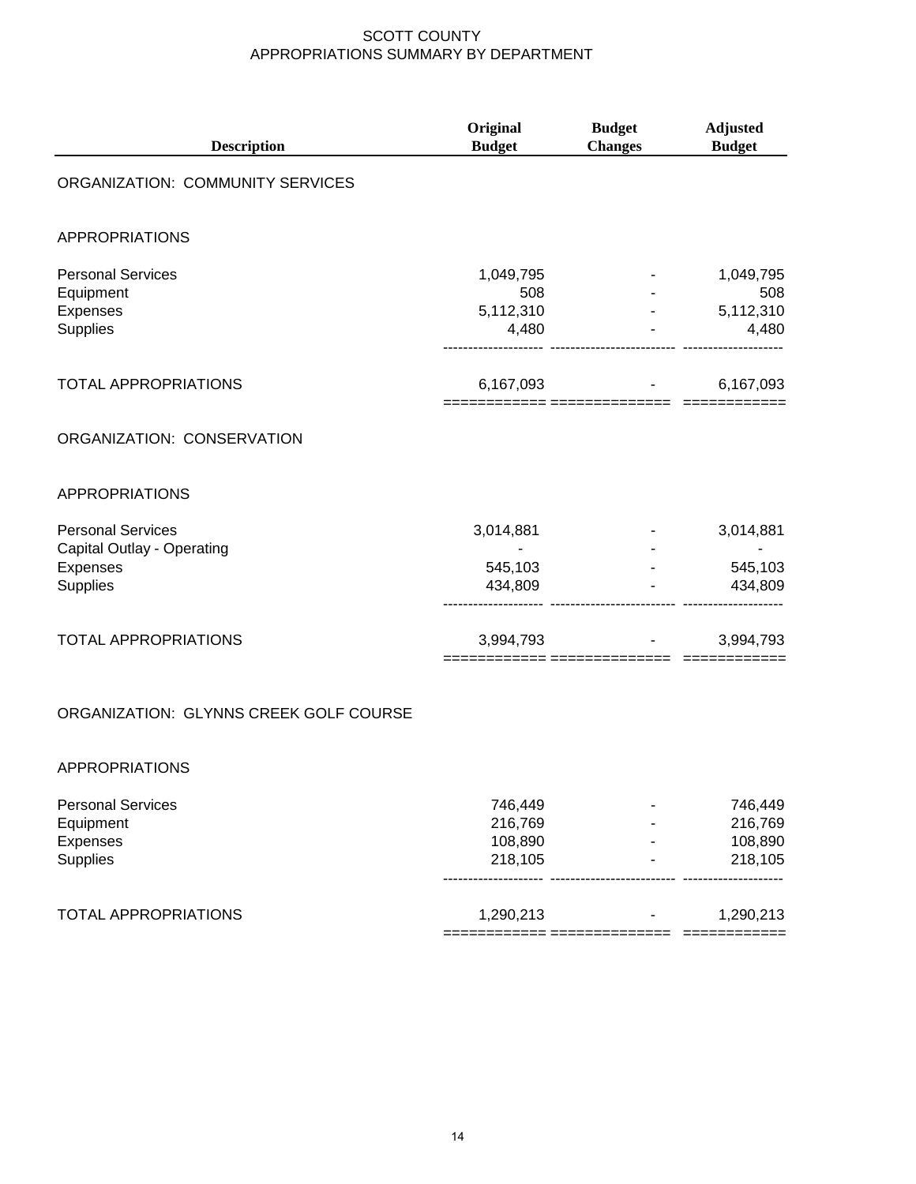# SCOTT COUNTY
## APPROPRIATIONS SUMMARY BY DEPARTMENT

| Description | Original Budget | Budget Changes | Adjusted Budget |
|---|---|---|---|
| **ORGANIZATION: COMMUNITY SERVICES** | | | |
| APPROPRIATIONS | | | |
| Personal Services | 1,049,795 | - | 1,049,795 |
| Equipment | 508 | - | 508 |
| Expenses | 5,112,310 | - | 5,112,310 |
| Supplies | 4,480 | - | 4,480 |
| TOTAL APPROPRIATIONS | 6,167,093 | - | 6,167,093 |
| **ORGANIZATION: CONSERVATION** | | | |
| APPROPRIATIONS | | | |
| Personal Services | 3,014,881 | - | 3,014,881 |
| Capital Outlay - Operating | - | - | - |
| Expenses | 545,103 | - | 545,103 |
| Supplies | 434,809 | - | 434,809 |
| TOTAL APPROPRIATIONS | 3,994,793 | - | 3,994,793 |
| **ORGANIZATION: GLYNNS CREEK GOLF COURSE** | | | |
| APPROPRIATIONS | | | |
| Personal Services | 746,449 | - | 746,449 |
| Equipment | 216,769 | - | 216,769 |
| Expenses | 108,890 | - | 108,890 |
| Supplies | 218,105 | - | 218,105 |
| TOTAL APPROPRIATIONS | 1,290,213 | - | 1,290,213 |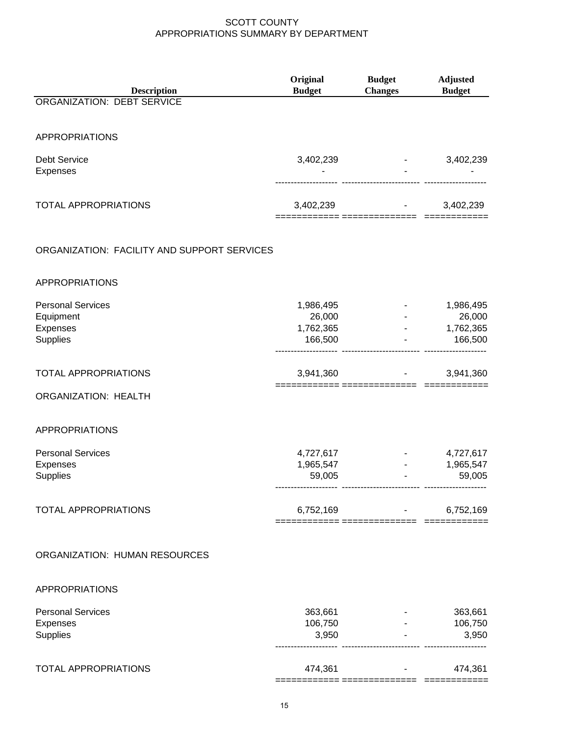# SCOTT COUNTY
## APPROPRIATIONS SUMMARY BY DEPARTMENT

| Description | Original Budget | Budget Changes | Adjusted Budget |
|---|---|---|---|
| **ORGANIZATION: DEBT SERVICE** | | | |
| APPROPRIATIONS | | | |
| Debt Service | 3,402,239 | - | 3,402,239 |
| Expenses | - | - | - |
| TOTAL APPROPRIATIONS | 3,402,239 | - | 3,402,239 |
| **ORGANIZATION: FACILITY AND SUPPORT SERVICES** | | | |
| APPROPRIATIONS | | | |
| Personal Services | 1,986,495 | - | 1,986,495 |
| Equipment | 26,000 | - | 26,000 |
| Expenses | 1,762,365 | - | 1,762,365 |
| Supplies | 166,500 | - | 166,500 |
| TOTAL APPROPRIATIONS | 3,941,360 | - | 3,941,360 |
| **ORGANIZATION: HEALTH** | | | |
| APPROPRIATIONS | | | |
| Personal Services | 4,727,617 | - | 4,727,617 |
| Expenses | 1,965,547 | - | 1,965,547 |
| Supplies | 59,005 | - | 59,005 |
| TOTAL APPROPRIATIONS | 6,752,169 | - | 6,752,169 |
| **ORGANIZATION: HUMAN RESOURCES** | | | |
| APPROPRIATIONS | | | |
| Personal Services | 363,661 | - | 363,661 |
| Expenses | 106,750 | - | 106,750 |
| Supplies | 3,950 | - | 3,950 |
| TOTAL APPROPRIATIONS | 474,361 | - | 474,361 |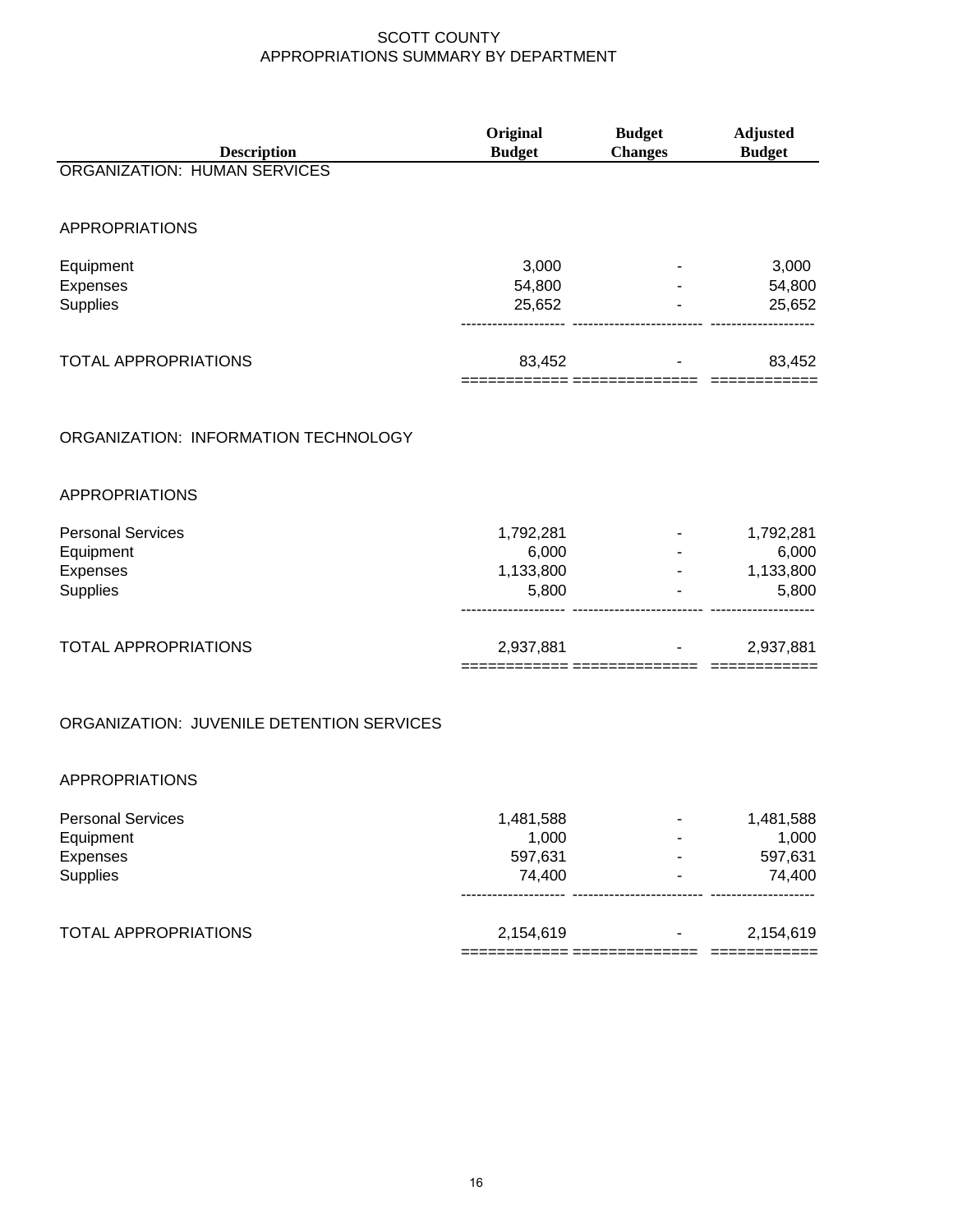# SCOTT COUNTY
## APPROPRIATIONS SUMMARY BY DEPARTMENT

| Description | Original Budget | Budget Changes | Adjusted Budget |
|---|---|---|---|
| **ORGANIZATION: HUMAN SERVICES** | | | |
| APPROPRIATIONS | | | |
| Equipment | 3,000 | - | 3,000 |
| Expenses | 54,800 | - | 54,800 |
| Supplies | 25,652 | - | 25,652 |
| TOTAL APPROPRIATIONS | 83,452 | - | 83,452 |
| **ORGANIZATION: INFORMATION TECHNOLOGY** | | | |
| APPROPRIATIONS | | | |
| Personal Services | 1,792,281 | - | 1,792,281 |
| Equipment | 6,000 | - | 6,000 |
| Expenses | 1,133,800 | - | 1,133,800 |
| Supplies | 5,800 | - | 5,800 |
| TOTAL APPROPRIATIONS | 2,937,881 | - | 2,937,881 |
| **ORGANIZATION: JUVENILE DETENTION SERVICES** | | | |
| APPROPRIATIONS | | | |
| Personal Services | 1,481,588 | - | 1,481,588 |
| Equipment | 1,000 | - | 1,000 |
| Expenses | 597,631 | - | 597,631 |
| Supplies | 74,400 | - | 74,400 |
| TOTAL APPROPRIATIONS | 2,154,619 | - | 2,154,619 |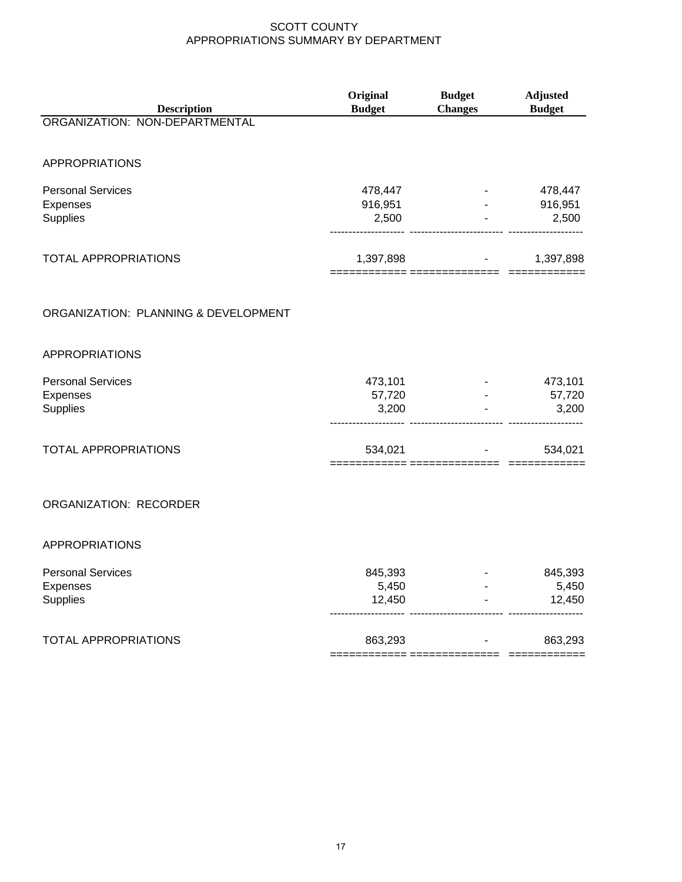# SCOTT COUNTY
## APPROPRIATIONS SUMMARY BY DEPARTMENT

| Description | Original Budget | Budget Changes | Adjusted Budget |
|---|---|---|---|
| **ORGANIZATION: NON-DEPARTMENTAL** | | | |
| APPROPRIATIONS | | | |
| Personal Services | 478,447 | - | 478,447 |
| Expenses | 916,951 | - | 916,951 |
| Supplies | 2,500 | - | 2,500 |
| TOTAL APPROPRIATIONS | 1,397,898 | - | 1,397,898 |
| **ORGANIZATION: PLANNING & DEVELOPMENT** | | | |
| APPROPRIATIONS | | | |
| Personal Services | 473,101 | - | 473,101 |
| Expenses | 57,720 | - | 57,720 |
| Supplies | 3,200 | - | 3,200 |
| TOTAL APPROPRIATIONS | 534,021 | - | 534,021 |
| **ORGANIZATION: RECORDER** | | | |
| APPROPRIATIONS | | | |
| Personal Services | 845,393 | - | 845,393 |
| Expenses | 5,450 | - | 5,450 |
| Supplies | 12,450 | - | 12,450 |
| TOTAL APPROPRIATIONS | 863,293 | - | 863,293 |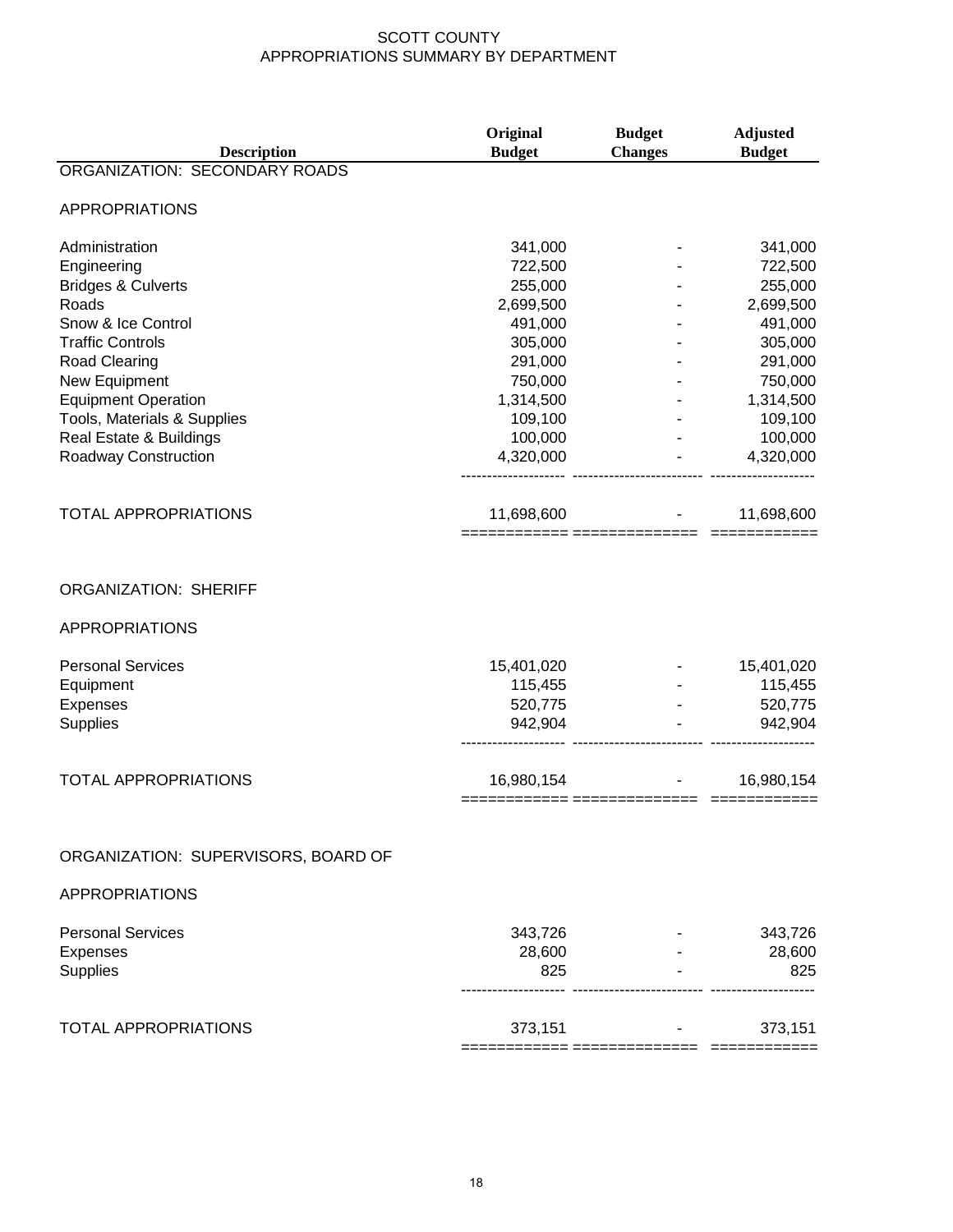# SCOTT COUNTY
## APPROPRIATIONS SUMMARY BY DEPARTMENT

| Description | Original Budget | Budget Changes | Adjusted Budget |
|---|---|---|---|
| **ORGANIZATION: SECONDARY ROADS** | | | |
| APPROPRIATIONS | | | |
| Administration | 341,000 | - | 341,000 |
| Engineering | 722,500 | - | 722,500 |
| Bridges & Culverts | 255,000 | - | 255,000 |
| Roads | 2,699,500 | - | 2,699,500 |
| Snow & Ice Control | 491,000 | - | 491,000 |
| Traffic Controls | 305,000 | - | 305,000 |
| Road Clearing | 291,000 | - | 291,000 |
| New Equipment | 750,000 | - | 750,000 |
| Equipment Operation | 1,314,500 | - | 1,314,500 |
| Tools, Materials & Supplies | 109,100 | - | 109,100 |
| Real Estate & Buildings | 100,000 | - | 100,000 |
| Roadway Construction | 4,320,000 | - | 4,320,000 |
| TOTAL APPROPRIATIONS | 11,698,600 | - | 11,698,600 |
| **ORGANIZATION: SHERIFF** | | | |
| APPROPRIATIONS | | | |
| Personal Services | 15,401,020 | - | 15,401,020 |
| Equipment | 115,455 | - | 115,455 |
| Expenses | 520,775 | - | 520,775 |
| Supplies | 942,904 | - | 942,904 |
| TOTAL APPROPRIATIONS | 16,980,154 | - | 16,980,154 |
| **ORGANIZATION: SUPERVISORS, BOARD OF** | | | |
| APPROPRIATIONS | | | |
| Personal Services | 343,726 | - | 343,726 |
| Expenses | 28,600 | - | 28,600 |
| Supplies | 825 | - | 825 |
| TOTAL APPROPRIATIONS | 373,151 | - | 373,151 |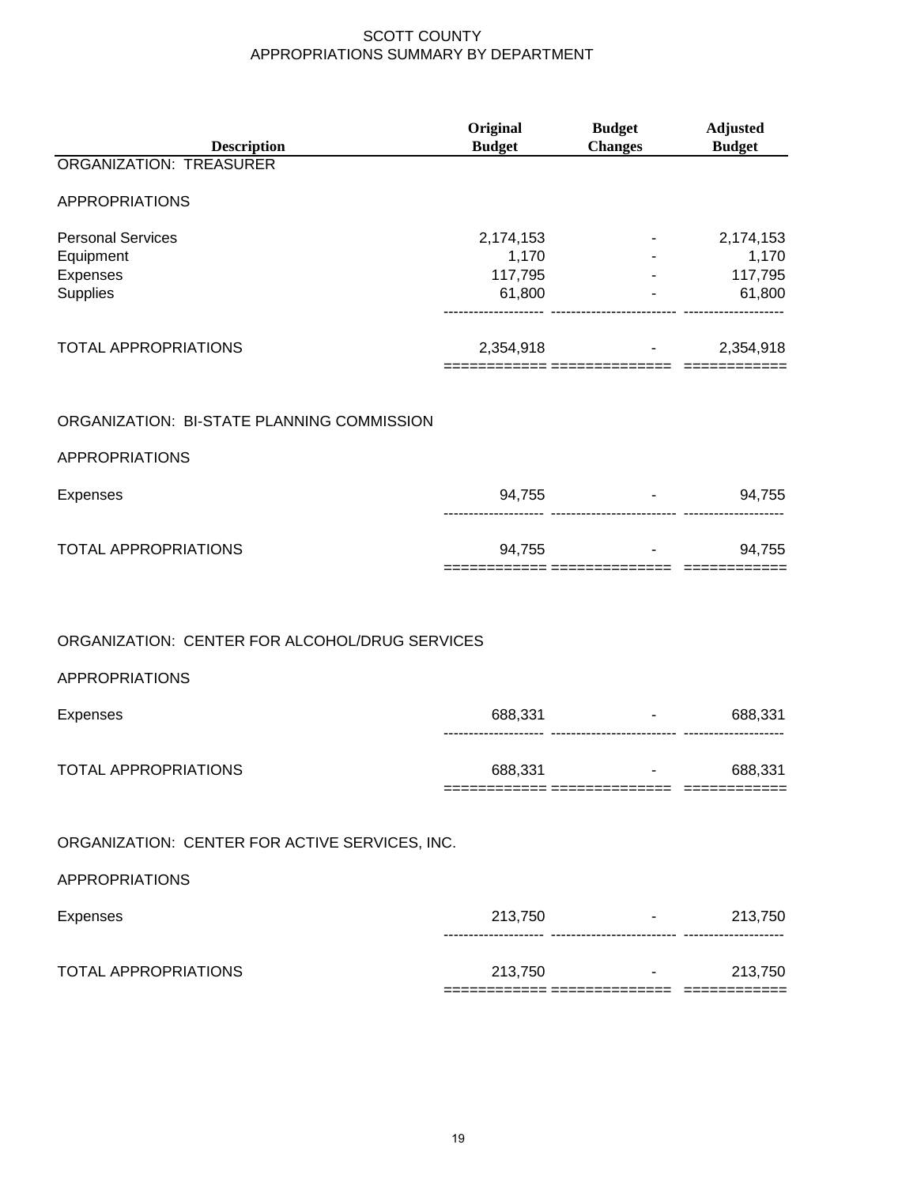SCOTT COUNTY
APPROPRIATIONS SUMMARY BY DEPARTMENT

| Description | Original Budget | Budget Changes | Adjusted Budget |
|---|---|---|---|
| ORGANIZATION: TREASURER | | | |
| APPROPRIATIONS | | | |
| Personal Services | 2,174,153 | - | 2,174,153 |
| Equipment | 1,170 | - | 1,170 |
| Expenses | 117,795 | - | 117,795 |
| Supplies | 61,800 | - | 61,800 |
| TOTAL APPROPRIATIONS | 2,354,918 | - | 2,354,918 |
| ORGANIZATION: BI-STATE PLANNING COMMISSION | | | |
| APPROPRIATIONS | | | |
| Expenses | 94,755 | - | 94,755 |
| TOTAL APPROPRIATIONS | 94,755 | - | 94,755 |
| ORGANIZATION: CENTER FOR ALCOHOL/DRUG SERVICES | | | |
| APPROPRIATIONS | | | |
| Expenses | 688,331 | - | 688,331 |
| TOTAL APPROPRIATIONS | 688,331 | - | 688,331 |
| ORGANIZATION: CENTER FOR ACTIVE SERVICES, INC. | | | |
| APPROPRIATIONS | | | |
| Expenses | 213,750 | - | 213,750 |
| TOTAL APPROPRIATIONS | 213,750 | - | 213,750 |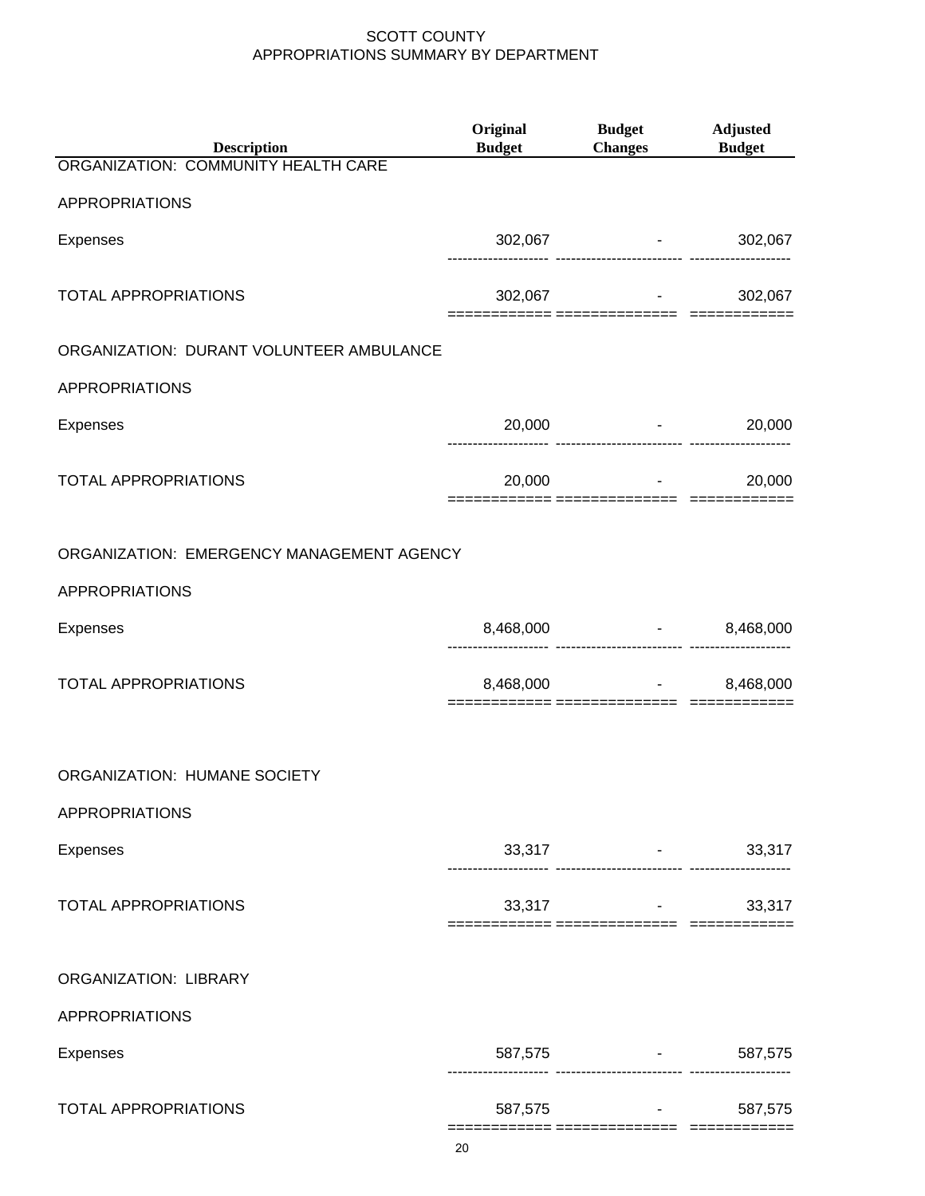SCOTT COUNTY
APPROPRIATIONS SUMMARY BY DEPARTMENT

| Description | Original Budget | Budget Changes | Adjusted Budget |
|---|---|---|---|
| ORGANIZATION: COMMUNITY HEALTH CARE | | | |
| APPROPRIATIONS | | | |
| Expenses | 302,067 | - | 302,067 |
| TOTAL APPROPRIATIONS | 302,067 | - | 302,067 |
| ORGANIZATION: DURANT VOLUNTEER AMBULANCE | | | |
| APPROPRIATIONS | | | |
| Expenses | 20,000 | - | 20,000 |
| TOTAL APPROPRIATIONS | 20,000 | - | 20,000 |
| ORGANIZATION: EMERGENCY MANAGEMENT AGENCY | | | |
| APPROPRIATIONS | | | |
| Expenses | 8,468,000 | - | 8,468,000 |
| TOTAL APPROPRIATIONS | 8,468,000 | - | 8,468,000 |
| ORGANIZATION: HUMANE SOCIETY | | | |
| APPROPRIATIONS | | | |
| Expenses | 33,317 | - | 33,317 |
| TOTAL APPROPRIATIONS | 33,317 | - | 33,317 |
| ORGANIZATION: LIBRARY | | | |
| APPROPRIATIONS | | | |
| Expenses | 587,575 | - | 587,575 |
| TOTAL APPROPRIATIONS | 587,575 | - | 587,575 |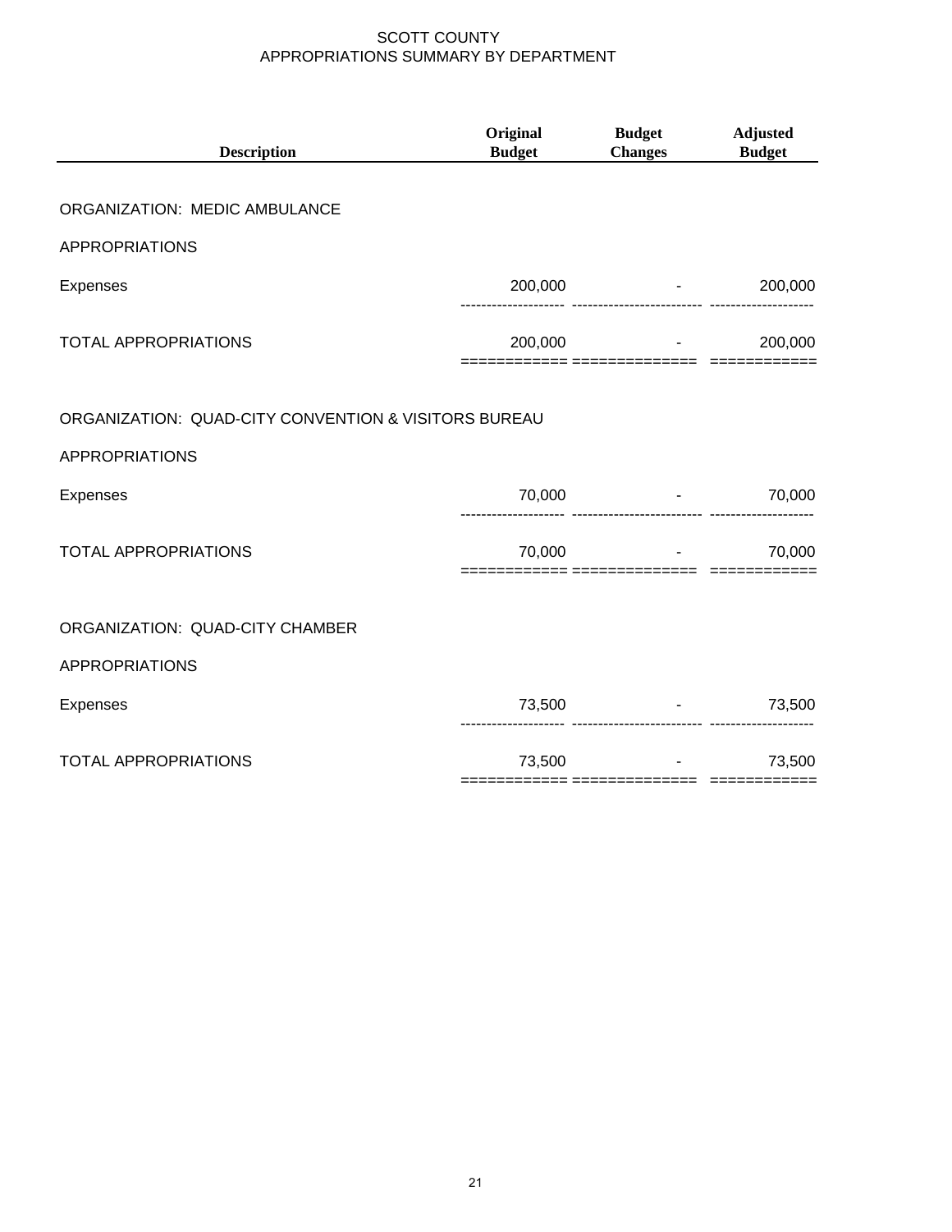# SCOTT COUNTY
## APPROPRIATIONS SUMMARY BY DEPARTMENT

| Description | Original Budget | Budget Changes | Adjusted Budget |
|---|---|---|---|
| ORGANIZATION: MEDIC AMBULANCE | | | |
| APPROPRIATIONS | | | |
| Expenses | 200,000 | - | 200,000 |
| TOTAL APPROPRIATIONS | 200,000 | - | 200,000 |
| ORGANIZATION: QUAD-CITY CONVENTION & VISITORS BUREAU | | | |
| APPROPRIATIONS | | | |
| Expenses | 70,000 | - | 70,000 |
| TOTAL APPROPRIATIONS | 70,000 | - | 70,000 |
| ORGANIZATION: QUAD-CITY CHAMBER | | | |
| APPROPRIATIONS | | | |
| Expenses | 73,500 | - | 73,500 |
| TOTAL APPROPRIATIONS | 73,500 | - | 73,500 |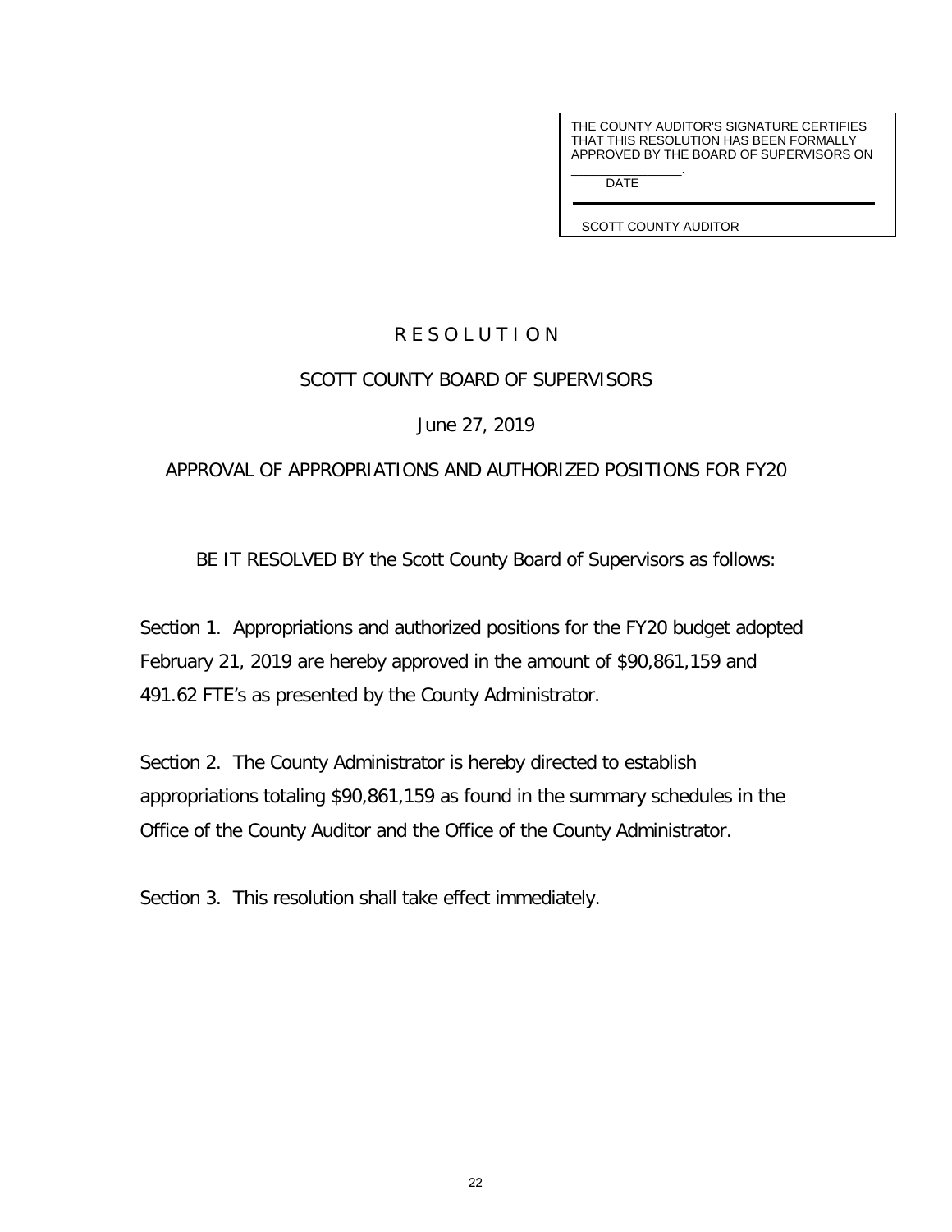THE COUNTY AUDITOR'S SIGNATURE CERTIFIES THAT THIS RESOLUTION HAS BEEN FORMALLY APPROVED BY THE BOARD OF SUPERVISORS ON

_______________.
DATE

_______________________________
SCOTT COUNTY AUDITOR

# R E S O L U T I O N

## SCOTT COUNTY BOARD OF SUPERVISORS

June 27, 2019

## APPROVAL OF APPROPRIATIONS AND AUTHORIZED POSITIONS FOR FY20

BE IT RESOLVED BY the Scott County Board of Supervisors as follows:

Section 1. Appropriations and authorized positions for the FY20 budget adopted February 21, 2019 are hereby approved in the amount of $90,861,159 and 491.62 FTE's as presented by the County Administrator.

Section 2. The County Administrator is hereby directed to establish appropriations totaling $90,861,159 as found in the summary schedules in the Office of the County Auditor and the Office of the County Administrator.

Section 3. This resolution shall take effect immediately.